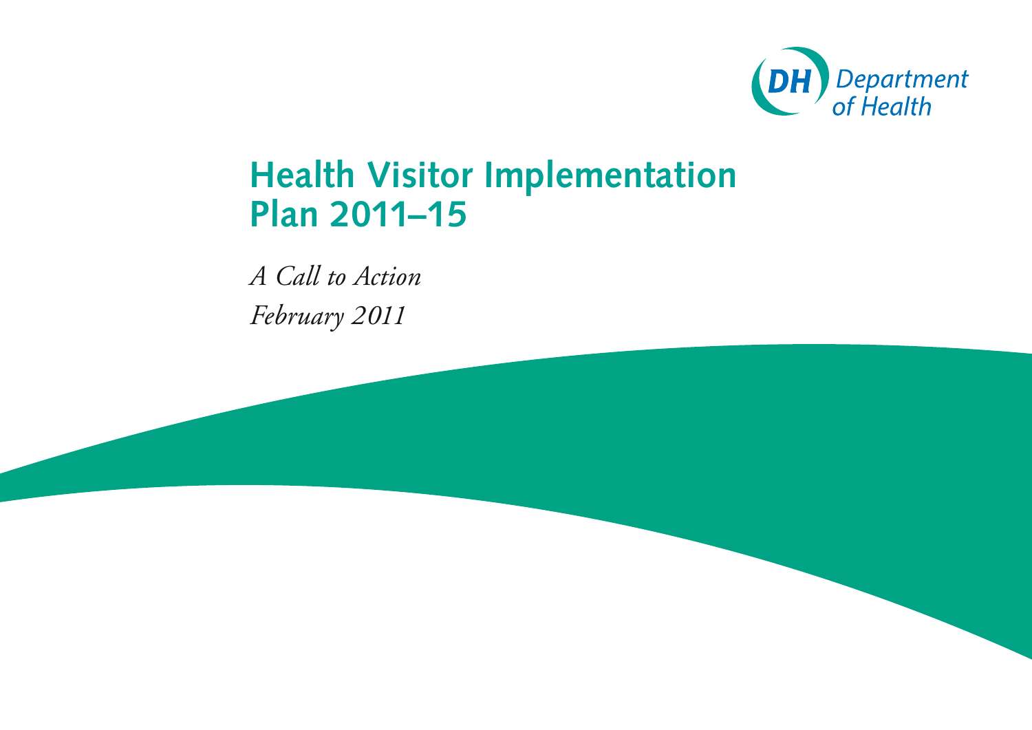DH Department of Health

# Health Visitor Implementation Plan 2011–15

*A Call to Action*

*February 2011*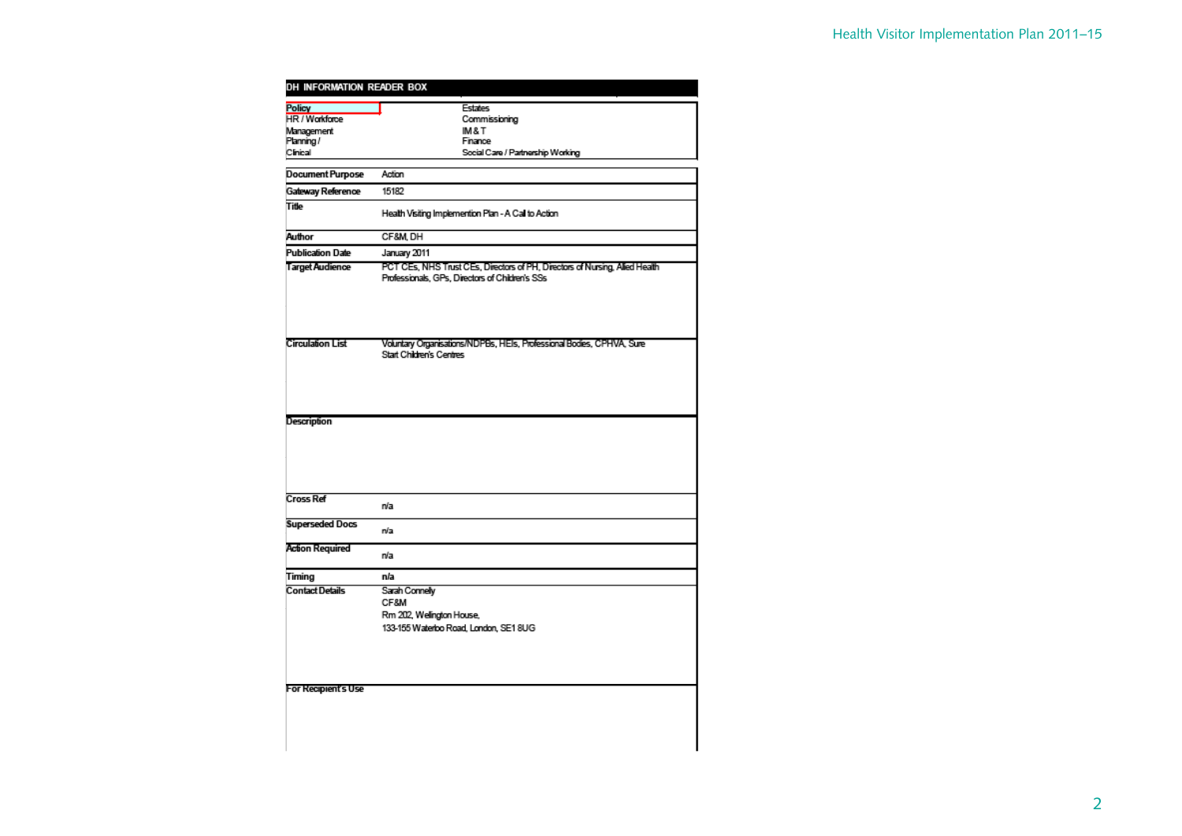## DH INFORMATION READER BOX

| | |
|---|---|
| Policy | Estates |
| HR / Workforce | Commissioning |
| Management | IM & T |
| Planning / | Finance |
| Clinical | Social Care / Partnership Working |

| | |
|---|---|
| Document Purpose | Action |
| Gateway Reference | 15182 |
| Title | Health Visiting Implementation Plan - A Call to Action |
| Author | CF&M, DH |
| Publication Date | January 2011 |
| Target Audience | PCT CEs, NHS Trust CEs, Directors of PH, Directors of Nursing, Allied Health Professionals, GPs, Directors of Children's SSs |
| Circulation List | Voluntary Organisations/NDPBs, HEIs, Professional Bodies, CPHVA, Sure Start Children's Centres |
| Description | |
| Cross Ref | n/a |
| Superseded Docs | n/a |
| Action Required | n/a |
| Timing | n/a |
| Contact Details | Sarah Connelly<br>CF&M<br>Rm 202, Wellington House,<br>133-155 Waterloo Road, London, SE1 8UG |
| For Recipient's Use | |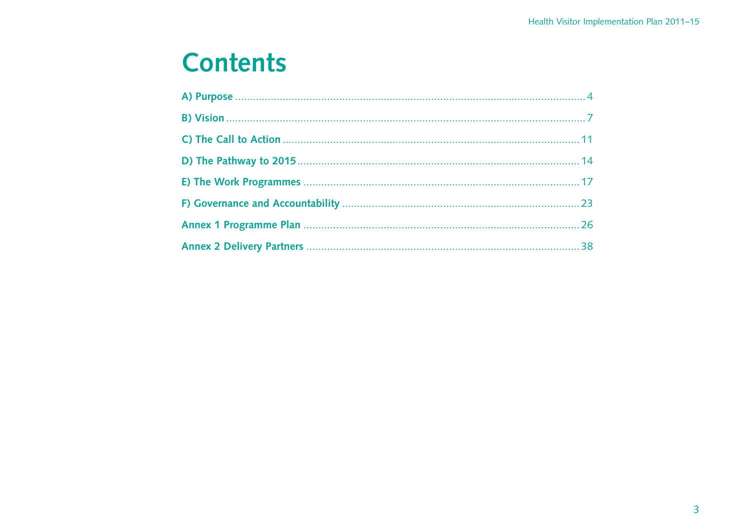# Contents

| | |
|---|---|
| **A) Purpose** | 4 |
| **B) Vision** | 7 |
| **C) The Call to Action** | 11 |
| **D) The Pathway to 2015** | 14 |
| **E) The Work Programmes** | 17 |
| **F) Governance and Accountability** | 23 |
| **Annex 1 Programme Plan** | 26 |
| **Annex 2 Delivery Partners** | 38 |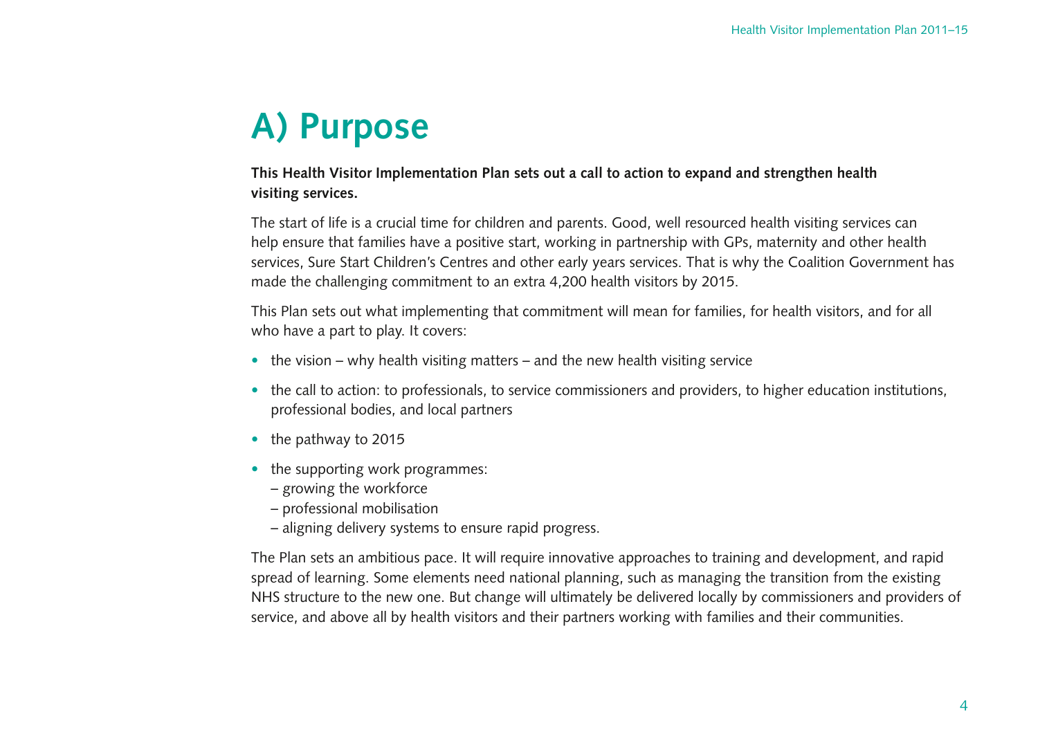# A) Purpose

**This Health Visitor Implementation Plan sets out a call to action to expand and strengthen health visiting services.**

The start of life is a crucial time for children and parents. Good, well resourced health visiting services can help ensure that families have a positive start, working in partnership with GPs, maternity and other health services, Sure Start Children's Centres and other early years services. That is why the Coalition Government has made the challenging commitment to an extra 4,200 health visitors by 2015.

This Plan sets out what implementing that commitment will mean for families, for health visitors, and for all who have a part to play. It covers:

- the vision – why health visiting matters – and the new health visiting service
- the call to action: to professionals, to service commissioners and providers, to higher education institutions, professional bodies, and local partners
- the pathway to 2015
- the supporting work programmes:
  - growing the workforce
  - professional mobilisation
  - aligning delivery systems to ensure rapid progress.

The Plan sets an ambitious pace. It will require innovative approaches to training and development, and rapid spread of learning. Some elements need national planning, such as managing the transition from the existing NHS structure to the new one. But change will ultimately be delivered locally by commissioners and providers of service, and above all by health visitors and their partners working with families and their communities.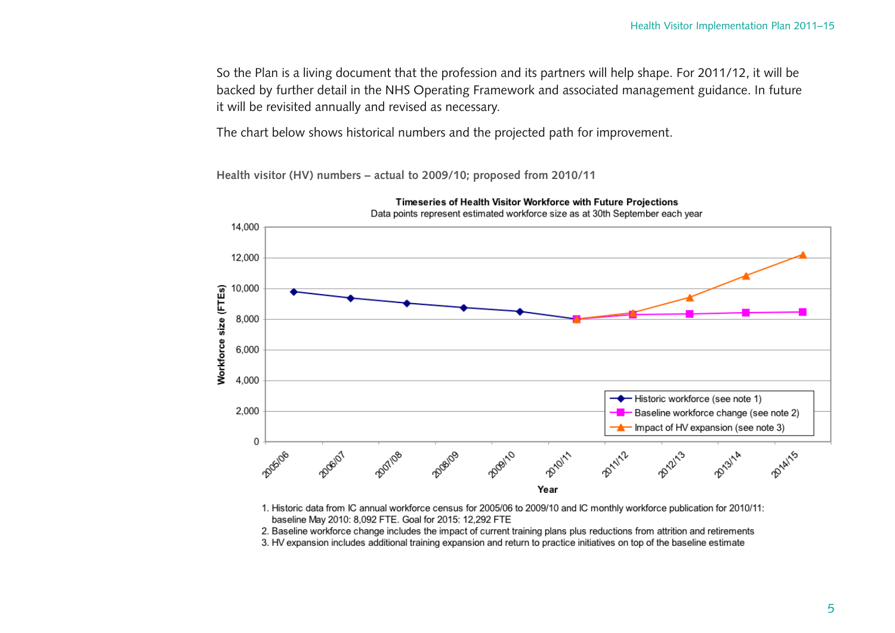So the Plan is a living document that the profession and its partners will help shape. For 2011/12, it will be backed by further detail in the NHS Operating Framework and associated management guidance. In future it will be revisited annually and revised as necessary.

The chart below shows historical numbers and the projected path for improvement.

**Health visitor (HV) numbers – actual to 2009/10; proposed from 2010/11**

**Timeseries of Health Visitor Workforce with Future Projections**

Data points represent estimated workforce size as at 30th September each year

1. Historic data from IC annual workforce census for 2005/06 to 2009/10 and IC monthly workforce publication for 2010/11: baseline May 2010: 8,092 FTE. Goal for 2015: 12,292 FTE
2. Baseline workforce change includes the impact of current training plans plus reductions from attrition and retirements
3. HV expansion includes additional training expansion and return to practice initiatives on top of the baseline estimate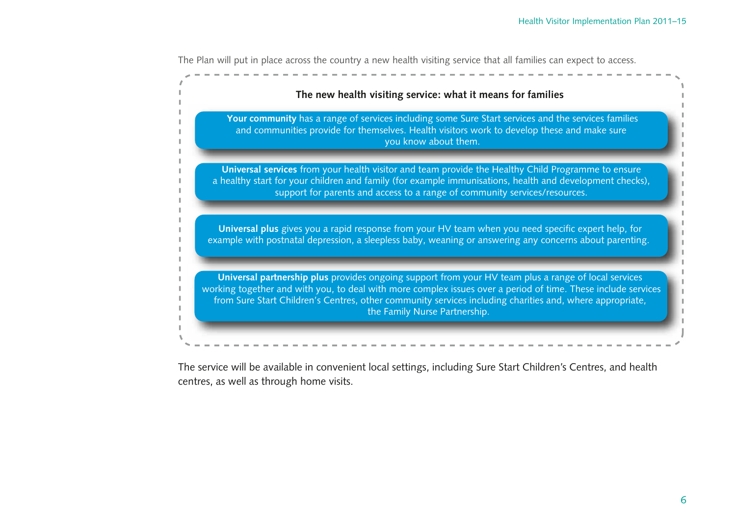The Plan will put in place across the country a new health visiting service that all families can expect to access.

**The new health visiting service: what it means for families**

**Your community** has a range of services including some Sure Start services and the services families and communities provide for themselves. Health visitors work to develop these and make sure you know about them.

**Universal services** from your health visitor and team provide the Healthy Child Programme to ensure a healthy start for your children and family (for example immunisations, health and development checks), support for parents and access to a range of community services/resources.

**Universal plus** gives you a rapid response from your HV team when you need specific expert help, for example with postnatal depression, a sleepless baby, weaning or answering any concerns about parenting.

**Universal partnership plus** provides ongoing support from your HV team plus a range of local services working together and with you, to deal with more complex issues over a period of time. These include services from Sure Start Children's Centres, other community services including charities and, where appropriate, the Family Nurse Partnership.

The service will be available in convenient local settings, including Sure Start Children's Centres, and health centres, as well as through home visits.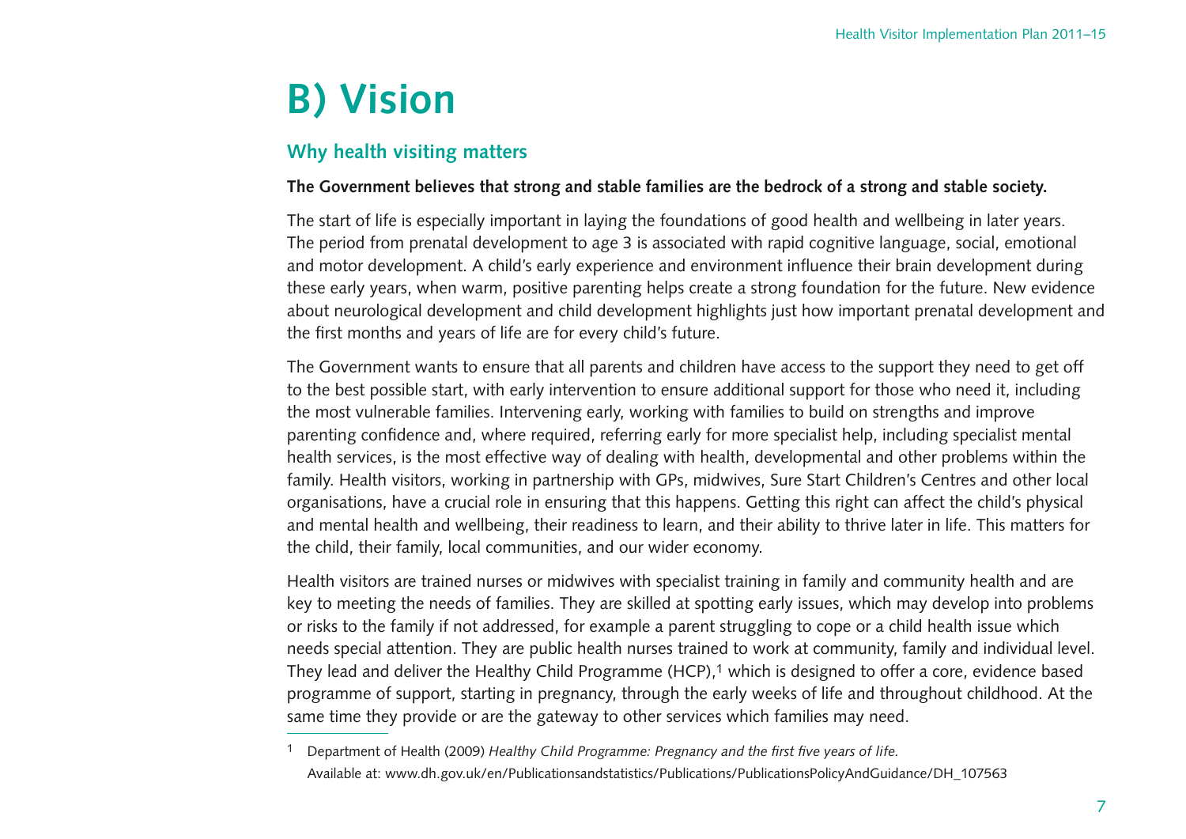# B) Vision

## Why health visiting matters

**The Government believes that strong and stable families are the bedrock of a strong and stable society.**

The start of life is especially important in laying the foundations of good health and wellbeing in later years. The period from prenatal development to age 3 is associated with rapid cognitive language, social, emotional and motor development. A child's early experience and environment influence their brain development during these early years, when warm, positive parenting helps create a strong foundation for the future. New evidence about neurological development and child development highlights just how important prenatal development and the first months and years of life are for every child's future.

The Government wants to ensure that all parents and children have access to the support they need to get off to the best possible start, with early intervention to ensure additional support for those who need it, including the most vulnerable families. Intervening early, working with families to build on strengths and improve parenting confidence and, where required, referring early for more specialist help, including specialist mental health services, is the most effective way of dealing with health, developmental and other problems within the family. Health visitors, working in partnership with GPs, midwives, Sure Start Children's Centres and other local organisations, have a crucial role in ensuring that this happens. Getting this right can affect the child's physical and mental health and wellbeing, their readiness to learn, and their ability to thrive later in life. This matters for the child, their family, local communities, and our wider economy.

Health visitors are trained nurses or midwives with specialist training in family and community health and are key to meeting the needs of families. They are skilled at spotting early issues, which may develop into problems or risks to the family if not addressed, for example a parent struggling to cope or a child health issue which needs special attention. They are public health nurses trained to work at community, family and individual level. They lead and deliver the Healthy Child Programme (HCP),[1] which is designed to offer a core, evidence based programme of support, starting in pregnancy, through the early weeks of life and throughout childhood. At the same time they provide or are the gateway to other services which families may need.

---

[1] Department of Health (2009) *Healthy Child Programme: Pregnancy and the first five years of life.* Available at: www.dh.gov.uk/en/Publicationsandstatistics/Publications/PublicationsPolicyAndGuidance/DH_107563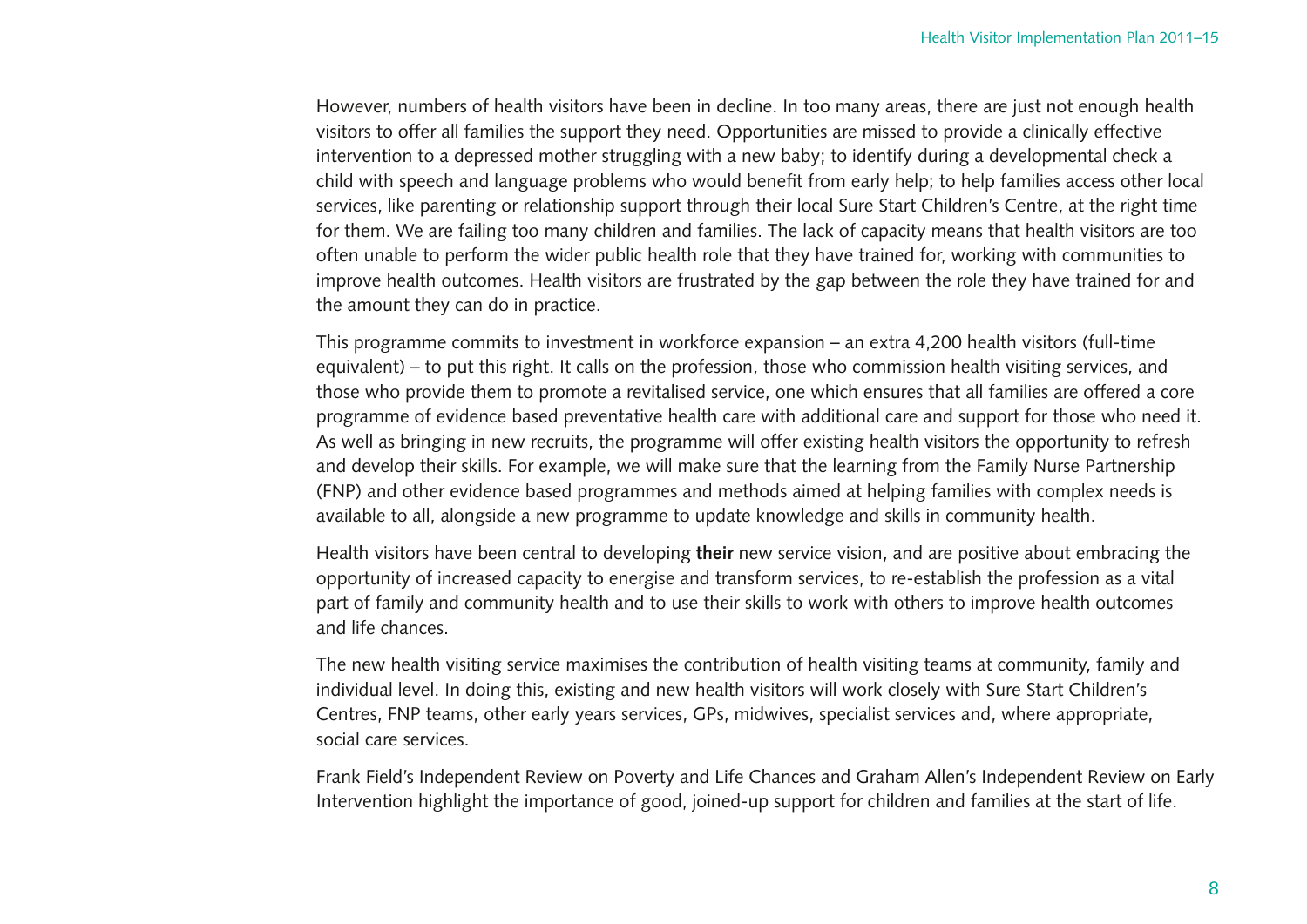However, numbers of health visitors have been in decline. In too many areas, there are just not enough health visitors to offer all families the support they need. Opportunities are missed to provide a clinically effective intervention to a depressed mother struggling with a new baby; to identify during a developmental check a child with speech and language problems who would benefit from early help; to help families access other local services, like parenting or relationship support through their local Sure Start Children's Centre, at the right time for them. We are failing too many children and families. The lack of capacity means that health visitors are too often unable to perform the wider public health role that they have trained for, working with communities to improve health outcomes. Health visitors are frustrated by the gap between the role they have trained for and the amount they can do in practice.

This programme commits to investment in workforce expansion – an extra 4,200 health visitors (full-time equivalent) – to put this right. It calls on the profession, those who commission health visiting services, and those who provide them to promote a revitalised service, one which ensures that all families are offered a core programme of evidence based preventative health care with additional care and support for those who need it. As well as bringing in new recruits, the programme will offer existing health visitors the opportunity to refresh and develop their skills. For example, we will make sure that the learning from the Family Nurse Partnership (FNP) and other evidence based programmes and methods aimed at helping families with complex needs is available to all, alongside a new programme to update knowledge and skills in community health.

Health visitors have been central to developing **their** new service vision, and are positive about embracing the opportunity of increased capacity to energise and transform services, to re-establish the profession as a vital part of family and community health and to use their skills to work with others to improve health outcomes and life chances.

The new health visiting service maximises the contribution of health visiting teams at community, family and individual level. In doing this, existing and new health visitors will work closely with Sure Start Children's Centres, FNP teams, other early years services, GPs, midwives, specialist services and, where appropriate, social care services.

Frank Field's Independent Review on Poverty and Life Chances and Graham Allen's Independent Review on Early Intervention highlight the importance of good, joined-up support for children and families at the start of life.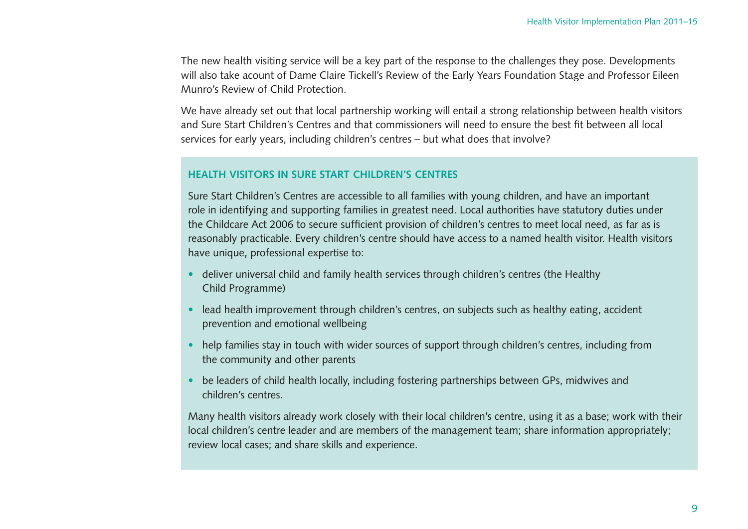The new health visiting service will be a key part of the response to the challenges they pose. Developments will also take acount of Dame Claire Tickell's Review of the Early Years Foundation Stage and Professor Eileen Munro's Review of Child Protection.

We have already set out that local partnership working will entail a strong relationship between health visitors and Sure Start Children's Centres and that commissioners will need to ensure the best fit between all local services for early years, including children's centres – but what does that involve?

### HEALTH VISITORS IN SURE START CHILDREN'S CENTRES

Sure Start Children's Centres are accessible to all families with young children, and have an important role in identifying and supporting families in greatest need. Local authorities have statutory duties under the Childcare Act 2006 to secure sufficient provision of children's centres to meet local need, as far as is reasonably practicable. Every children's centre should have access to a named health visitor. Health visitors have unique, professional expertise to:

- deliver universal child and family health services through children's centres (the Healthy Child Programme)
- lead health improvement through children's centres, on subjects such as healthy eating, accident prevention and emotional wellbeing
- help families stay in touch with wider sources of support through children's centres, including from the community and other parents
- be leaders of child health locally, including fostering partnerships between GPs, midwives and children's centres.

Many health visitors already work closely with their local children's centre, using it as a base; work with their local children's centre leader and are members of the management team; share information appropriately; review local cases; and share skills and experience.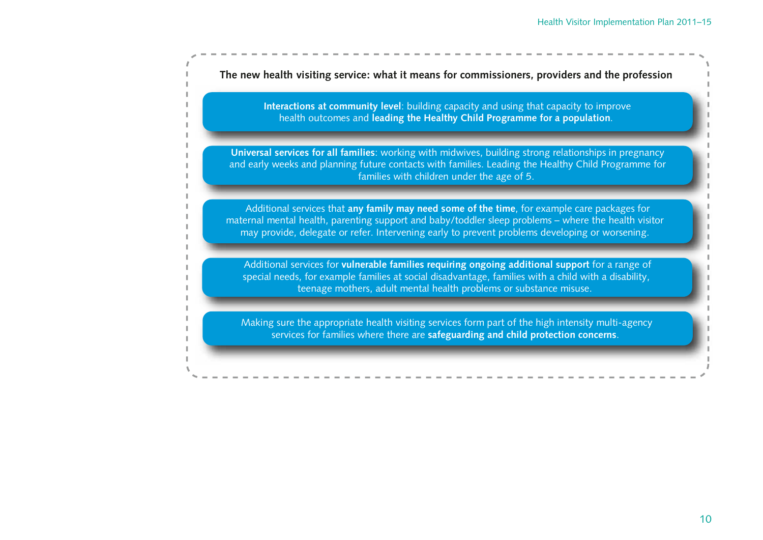**The new health visiting service: what it means for commissioners, providers and the profession**

**Interactions at community level**: building capacity and using that capacity to improve health outcomes and **leading the Healthy Child Programme for a population**.

**Universal services for all families**: working with midwives, building strong relationships in pregnancy and early weeks and planning future contacts with families. Leading the Healthy Child Programme for families with children under the age of 5.

Additional services that **any family may need some of the time**, for example care packages for maternal mental health, parenting support and baby/toddler sleep problems – where the health visitor may provide, delegate or refer. Intervening early to prevent problems developing or worsening.

Additional services for **vulnerable families requiring ongoing additional support** for a range of special needs, for example families at social disadvantage, families with a child with a disability, teenage mothers, adult mental health problems or substance misuse.

Making sure the appropriate health visiting services form part of the high intensity multi-agency services for families where there are **safeguarding and child protection concerns**.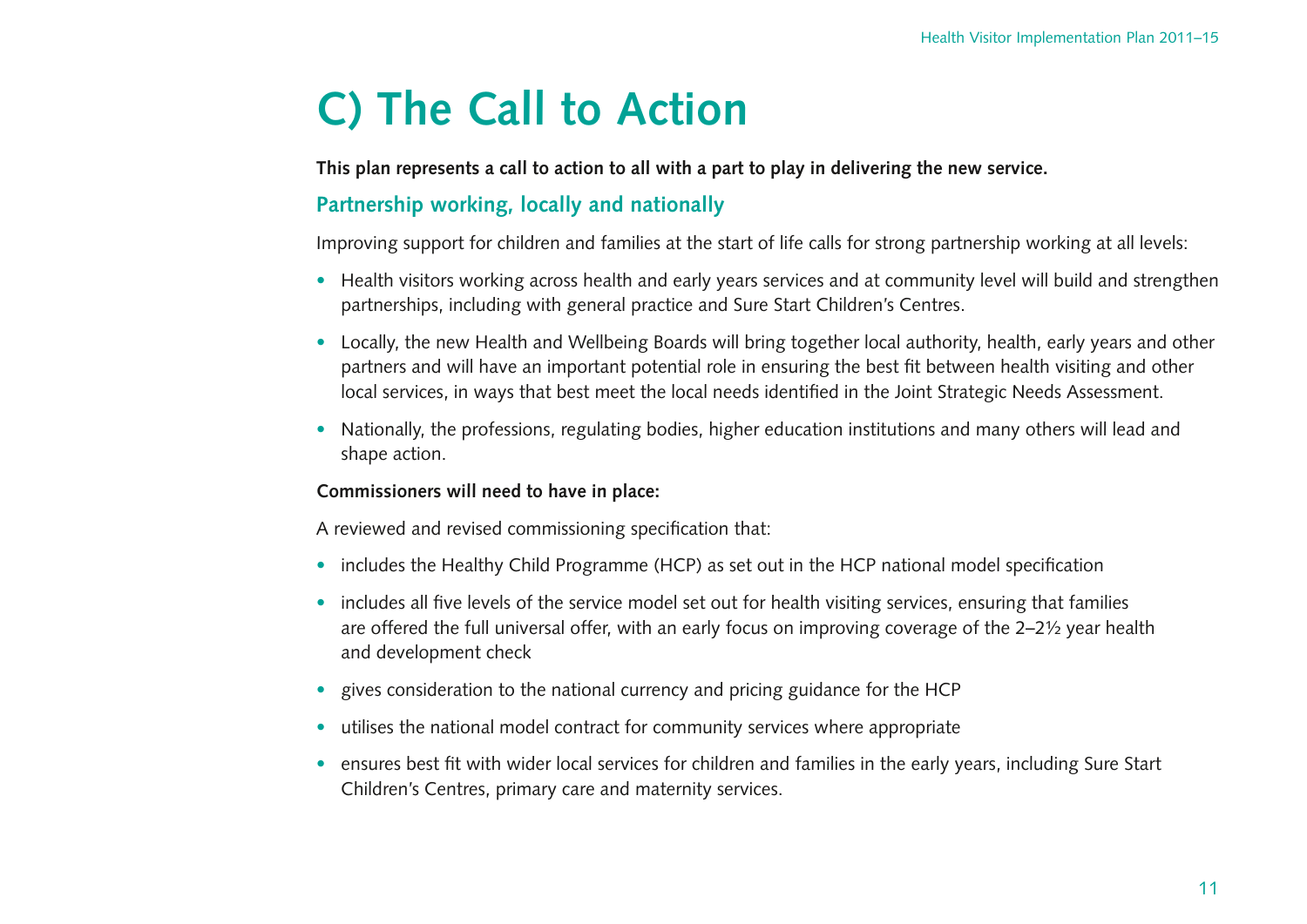# C) The Call to Action

**This plan represents a call to action to all with a part to play in delivering the new service.**

## Partnership working, locally and nationally

Improving support for children and families at the start of life calls for strong partnership working at all levels:

- Health visitors working across health and early years services and at community level will build and strengthen partnerships, including with general practice and Sure Start Children's Centres.
- Locally, the new Health and Wellbeing Boards will bring together local authority, health, early years and other partners and will have an important potential role in ensuring the best fit between health visiting and other local services, in ways that best meet the local needs identified in the Joint Strategic Needs Assessment.
- Nationally, the professions, regulating bodies, higher education institutions and many others will lead and shape action.

**Commissioners will need to have in place:**

A reviewed and revised commissioning specification that:

- includes the Healthy Child Programme (HCP) as set out in the HCP national model specification
- includes all five levels of the service model set out for health visiting services, ensuring that families are offered the full universal offer, with an early focus on improving coverage of the 2–2½ year health and development check
- gives consideration to the national currency and pricing guidance for the HCP
- utilises the national model contract for community services where appropriate
- ensures best fit with wider local services for children and families in the early years, including Sure Start Children's Centres, primary care and maternity services.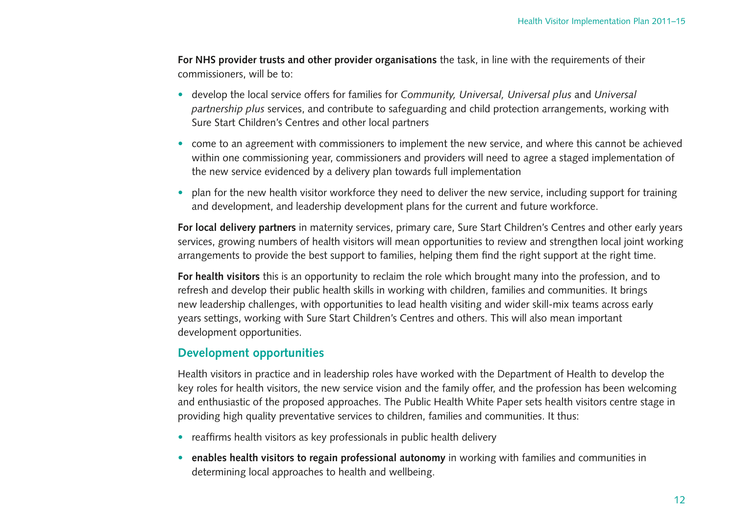**For NHS provider trusts and other provider organisations** the task, in line with the requirements of their commissioners, will be to:

- develop the local service offers for families for *Community, Universal, Universal plus* and *Universal partnership plus* services, and contribute to safeguarding and child protection arrangements, working with Sure Start Children's Centres and other local partners
- come to an agreement with commissioners to implement the new service, and where this cannot be achieved within one commissioning year, commissioners and providers will need to agree a staged implementation of the new service evidenced by a delivery plan towards full implementation
- plan for the new health visitor workforce they need to deliver the new service, including support for training and development, and leadership development plans for the current and future workforce.

**For local delivery partners** in maternity services, primary care, Sure Start Children's Centres and other early years services, growing numbers of health visitors will mean opportunities to review and strengthen local joint working arrangements to provide the best support to families, helping them find the right support at the right time.

**For health visitors** this is an opportunity to reclaim the role which brought many into the profession, and to refresh and develop their public health skills in working with children, families and communities. It brings new leadership challenges, with opportunities to lead health visiting and wider skill-mix teams across early years settings, working with Sure Start Children's Centres and others. This will also mean important development opportunities.

## Development opportunities

Health visitors in practice and in leadership roles have worked with the Department of Health to develop the key roles for health visitors, the new service vision and the family offer, and the profession has been welcoming and enthusiastic of the proposed approaches. The Public Health White Paper sets health visitors centre stage in providing high quality preventative services to children, families and communities. It thus:

- reaffirms health visitors as key professionals in public health delivery
- **enables health visitors to regain professional autonomy** in working with families and communities in determining local approaches to health and wellbeing.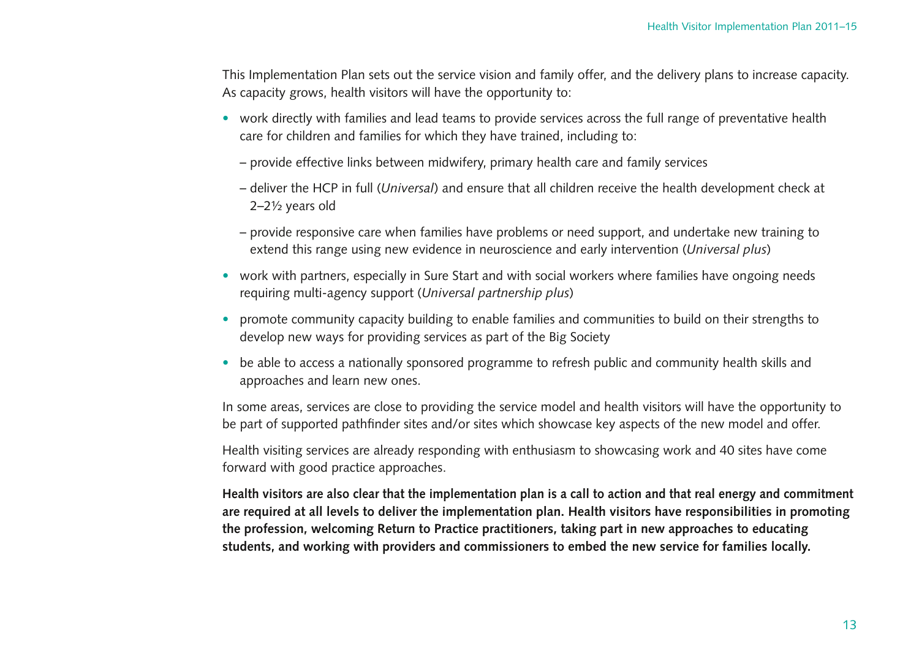This Implementation Plan sets out the service vision and family offer, and the delivery plans to increase capacity. As capacity grows, health visitors will have the opportunity to:

- work directly with families and lead teams to provide services across the full range of preventative health care for children and families for which they have trained, including to:
  - provide effective links between midwifery, primary health care and family services
  - deliver the HCP in full (*Universal*) and ensure that all children receive the health development check at 2–2½ years old
  - provide responsive care when families have problems or need support, and undertake new training to extend this range using new evidence in neuroscience and early intervention (*Universal plus*)
- work with partners, especially in Sure Start and with social workers where families have ongoing needs requiring multi-agency support (*Universal partnership plus*)
- promote community capacity building to enable families and communities to build on their strengths to develop new ways for providing services as part of the Big Society
- be able to access a nationally sponsored programme to refresh public and community health skills and approaches and learn new ones.

In some areas, services are close to providing the service model and health visitors will have the opportunity to be part of supported pathfinder sites and/or sites which showcase key aspects of the new model and offer.

Health visiting services are already responding with enthusiasm to showcasing work and 40 sites have come forward with good practice approaches.

**Health visitors are also clear that the implementation plan is a call to action and that real energy and commitment are required at all levels to deliver the implementation plan. Health visitors have responsibilities in promoting the profession, welcoming Return to Practice practitioners, taking part in new approaches to educating students, and working with providers and commissioners to embed the new service for families locally.**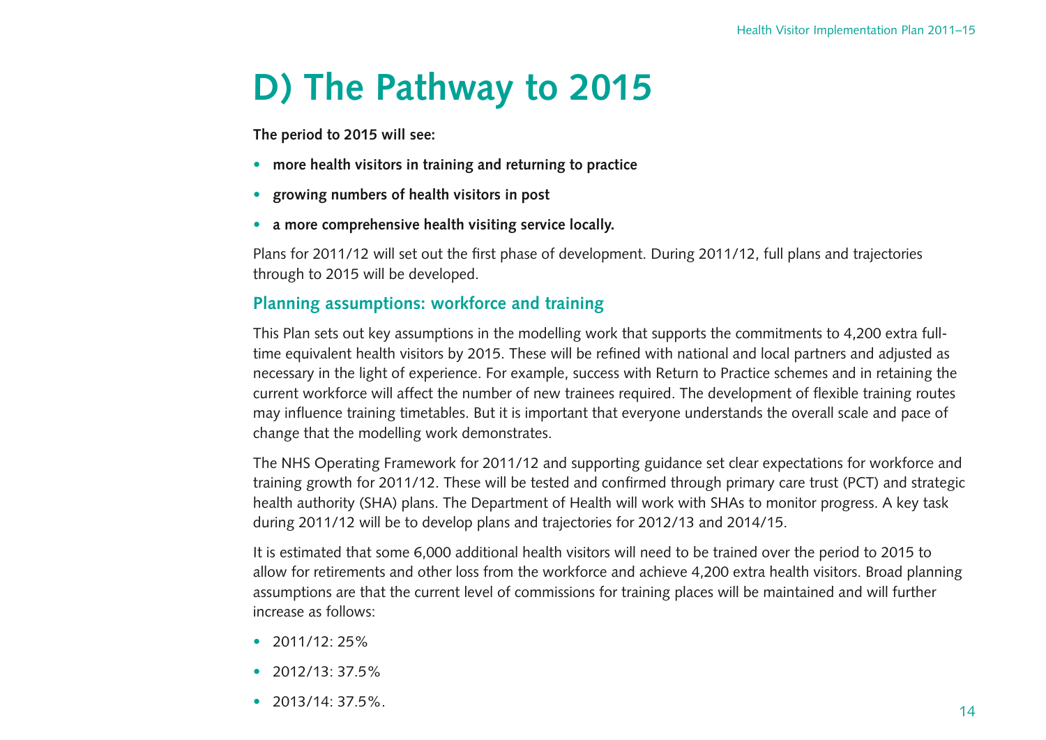# D) The Pathway to 2015

**The period to 2015 will see:**

- **more health visitors in training and returning to practice**
- **growing numbers of health visitors in post**
- **a more comprehensive health visiting service locally.**

Plans for 2011/12 will set out the first phase of development. During 2011/12, full plans and trajectories through to 2015 will be developed.

## Planning assumptions: workforce and training

This Plan sets out key assumptions in the modelling work that supports the commitments to 4,200 extra full-time equivalent health visitors by 2015. These will be refined with national and local partners and adjusted as necessary in the light of experience. For example, success with Return to Practice schemes and in retaining the current workforce will affect the number of new trainees required. The development of flexible training routes may influence training timetables. But it is important that everyone understands the overall scale and pace of change that the modelling work demonstrates.

The NHS Operating Framework for 2011/12 and supporting guidance set clear expectations for workforce and training growth for 2011/12. These will be tested and confirmed through primary care trust (PCT) and strategic health authority (SHA) plans. The Department of Health will work with SHAs to monitor progress. A key task during 2011/12 will be to develop plans and trajectories for 2012/13 and 2014/15.

It is estimated that some 6,000 additional health visitors will need to be trained over the period to 2015 to allow for retirements and other loss from the workforce and achieve 4,200 extra health visitors. Broad planning assumptions are that the current level of commissions for training places will be maintained and will further increase as follows:

- 2011/12: 25%
- 2012/13: 37.5%
- 2013/14: 37.5%.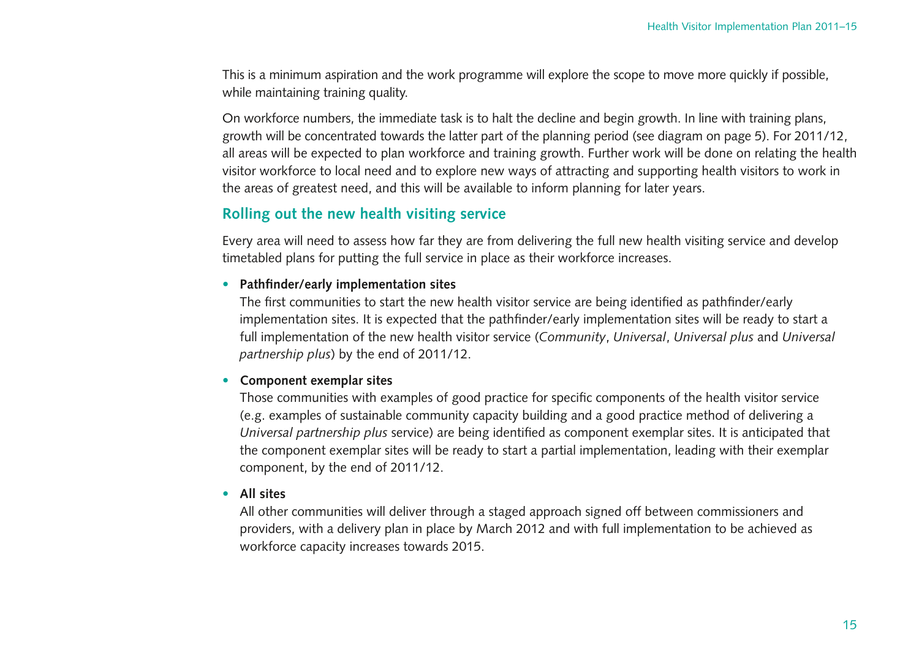This is a minimum aspiration and the work programme will explore the scope to move more quickly if possible, while maintaining training quality.

On workforce numbers, the immediate task is to halt the decline and begin growth. In line with training plans, growth will be concentrated towards the latter part of the planning period (see diagram on page 5). For 2011/12, all areas will be expected to plan workforce and training growth. Further work will be done on relating the health visitor workforce to local need and to explore new ways of attracting and supporting health visitors to work in the areas of greatest need, and this will be available to inform planning for later years.

## Rolling out the new health visiting service

Every area will need to assess how far they are from delivering the full new health visiting service and develop timetabled plans for putting the full service in place as their workforce increases.

- **Pathfinder/early implementation sites**
  The first communities to start the new health visitor service are being identified as pathfinder/early implementation sites. It is expected that the pathfinder/early implementation sites will be ready to start a full implementation of the new health visitor service (*Community*, *Universal*, *Universal plus* and *Universal partnership plus*) by the end of 2011/12.

- **Component exemplar sites**
  Those communities with examples of good practice for specific components of the health visitor service (e.g. examples of sustainable community capacity building and a good practice method of delivering a *Universal partnership plus* service) are being identified as component exemplar sites. It is anticipated that the component exemplar sites will be ready to start a partial implementation, leading with their exemplar component, by the end of 2011/12.

- **All sites**
  All other communities will deliver through a staged approach signed off between commissioners and providers, with a delivery plan in place by March 2012 and with full implementation to be achieved as workforce capacity increases towards 2015.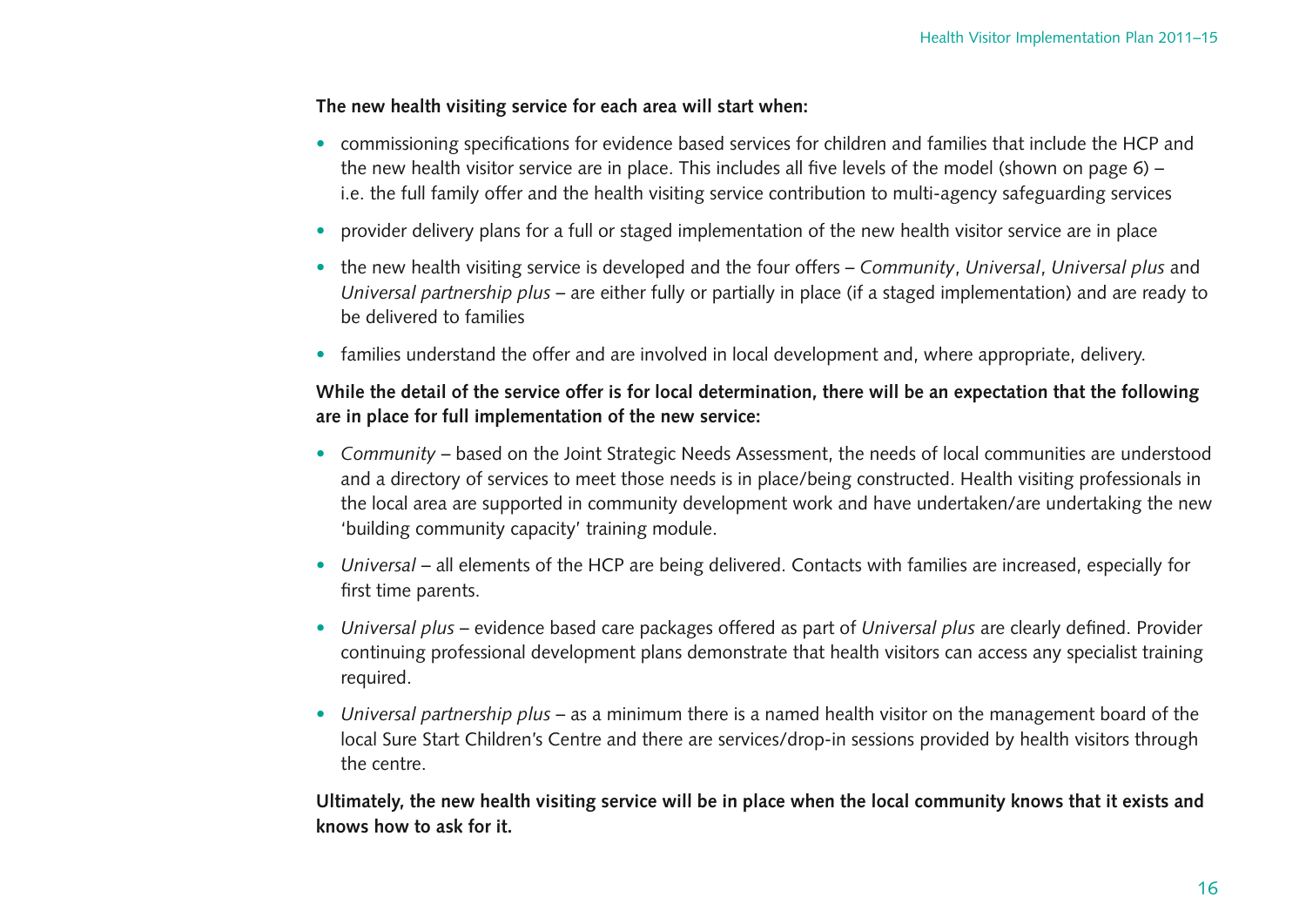**The new health visiting service for each area will start when:**

- commissioning specifications for evidence based services for children and families that include the HCP and the new health visitor service are in place. This includes all five levels of the model (shown on page 6) – i.e. the full family offer and the health visiting service contribution to multi-agency safeguarding services
- provider delivery plans for a full or staged implementation of the new health visitor service are in place
- the new health visiting service is developed and the four offers – *Community*, *Universal*, *Universal plus* and *Universal partnership plus* – are either fully or partially in place (if a staged implementation) and are ready to be delivered to families
- families understand the offer and are involved in local development and, where appropriate, delivery.

**While the detail of the service offer is for local determination, there will be an expectation that the following are in place for full implementation of the new service:**

- *Community* – based on the Joint Strategic Needs Assessment, the needs of local communities are understood and a directory of services to meet those needs is in place/being constructed. Health visiting professionals in the local area are supported in community development work and have undertaken/are undertaking the new 'building community capacity' training module.
- *Universal* – all elements of the HCP are being delivered. Contacts with families are increased, especially for first time parents.
- *Universal plus* – evidence based care packages offered as part of *Universal plus* are clearly defined. Provider continuing professional development plans demonstrate that health visitors can access any specialist training required.
- *Universal partnership plus* – as a minimum there is a named health visitor on the management board of the local Sure Start Children's Centre and there are services/drop-in sessions provided by health visitors through the centre.

**Ultimately, the new health visiting service will be in place when the local community knows that it exists and knows how to ask for it.**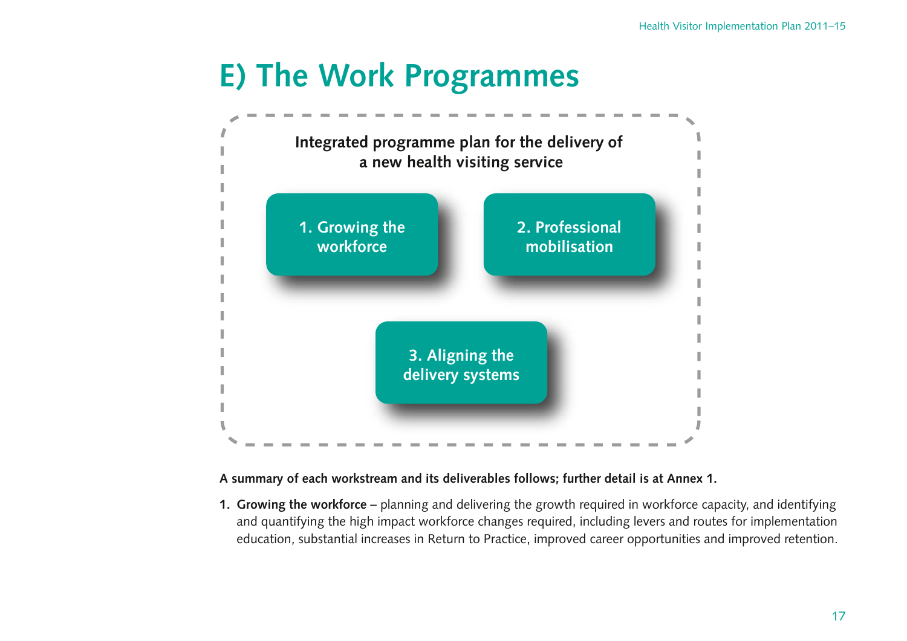# E) The Work Programmes

**Integrated programme plan for the delivery of a new health visiting service**

- 1. Growing the workforce
- 2. Professional mobilisation
- 3. Aligning the delivery systems

**A summary of each workstream and its deliverables follows; further detail is at Annex 1.**

1. **Growing the workforce** – planning and delivering the growth required in workforce capacity, and identifying and quantifying the high impact workforce changes required, including levers and routes for implementation education, substantial increases in Return to Practice, improved career opportunities and improved retention.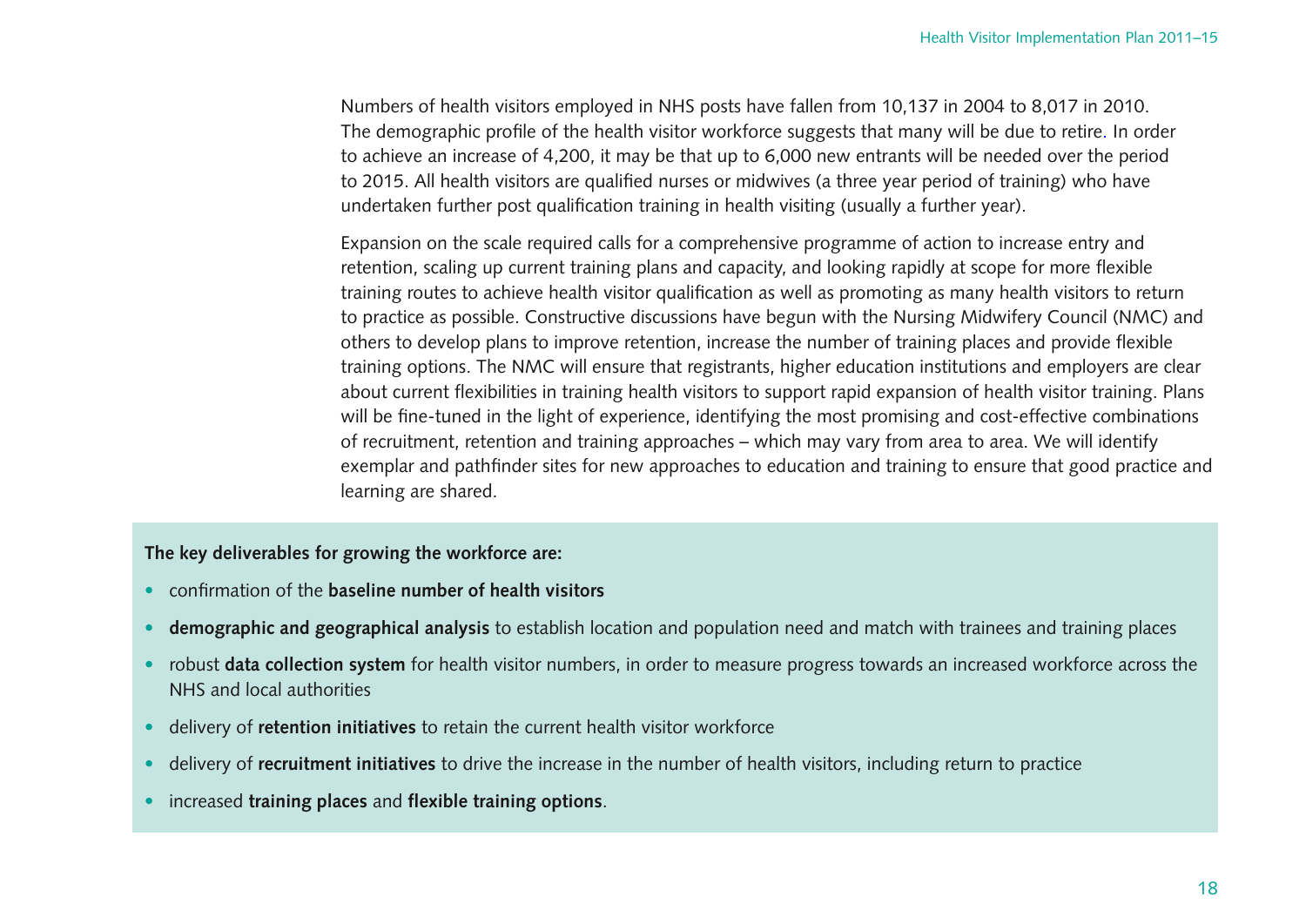Numbers of health visitors employed in NHS posts have fallen from 10,137 in 2004 to 8,017 in 2010. The demographic profile of the health visitor workforce suggests that many will be due to retire. In order to achieve an increase of 4,200, it may be that up to 6,000 new entrants will be needed over the period to 2015. All health visitors are qualified nurses or midwives (a three year period of training) who have undertaken further post qualification training in health visiting (usually a further year).

Expansion on the scale required calls for a comprehensive programme of action to increase entry and retention, scaling up current training plans and capacity, and looking rapidly at scope for more flexible training routes to achieve health visitor qualification as well as promoting as many health visitors to return to practice as possible. Constructive discussions have begun with the Nursing Midwifery Council (NMC) and others to develop plans to improve retention, increase the number of training places and provide flexible training options. The NMC will ensure that registrants, higher education institutions and employers are clear about current flexibilities in training health visitors to support rapid expansion of health visitor training. Plans will be fine-tuned in the light of experience, identifying the most promising and cost-effective combinations of recruitment, retention and training approaches – which may vary from area to area. We will identify exemplar and pathfinder sites for new approaches to education and training to ensure that good practice and learning are shared.

**The key deliverables for growing the workforce are:**

- confirmation of the **baseline number of health visitors**
- **demographic and geographical analysis** to establish location and population need and match with trainees and training places
- robust **data collection system** for health visitor numbers, in order to measure progress towards an increased workforce across the NHS and local authorities
- delivery of **retention initiatives** to retain the current health visitor workforce
- delivery of **recruitment initiatives** to drive the increase in the number of health visitors, including return to practice
- increased **training places** and **flexible training options**.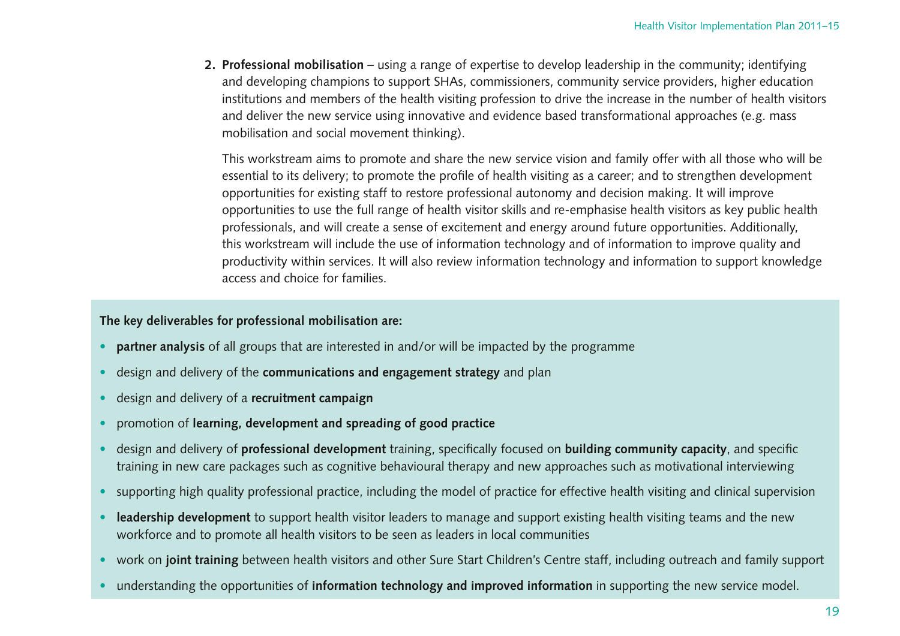2. **Professional mobilisation** – using a range of expertise to develop leadership in the community; identifying and developing champions to support SHAs, commissioners, community service providers, higher education institutions and members of the health visiting profession to drive the increase in the number of health visitors and deliver the new service using innovative and evidence based transformational approaches (e.g. mass mobilisation and social movement thinking).

   This workstream aims to promote and share the new service vision and family offer with all those who will be essential to its delivery; to promote the profile of health visiting as a career; and to strengthen development opportunities for existing staff to restore professional autonomy and decision making. It will improve opportunities to use the full range of health visitor skills and re-emphasise health visitors as key public health professionals, and will create a sense of excitement and energy around future opportunities. Additionally, this workstream will include the use of information technology and of information to improve quality and productivity within services. It will also review information technology and information to support knowledge access and choice for families.

**The key deliverables for professional mobilisation are:**

- **partner analysis** of all groups that are interested in and/or will be impacted by the programme
- design and delivery of the **communications and engagement strategy** and plan
- design and delivery of a **recruitment campaign**
- promotion of **learning, development and spreading of good practice**
- design and delivery of **professional development** training, specifically focused on **building community capacity**, and specific training in new care packages such as cognitive behavioural therapy and new approaches such as motivational interviewing
- supporting high quality professional practice, including the model of practice for effective health visiting and clinical supervision
- **leadership development** to support health visitor leaders to manage and support existing health visiting teams and the new workforce and to promote all health visitors to be seen as leaders in local communities
- work on **joint training** between health visitors and other Sure Start Children's Centre staff, including outreach and family support
- understanding the opportunities of **information technology and improved information** in supporting the new service model.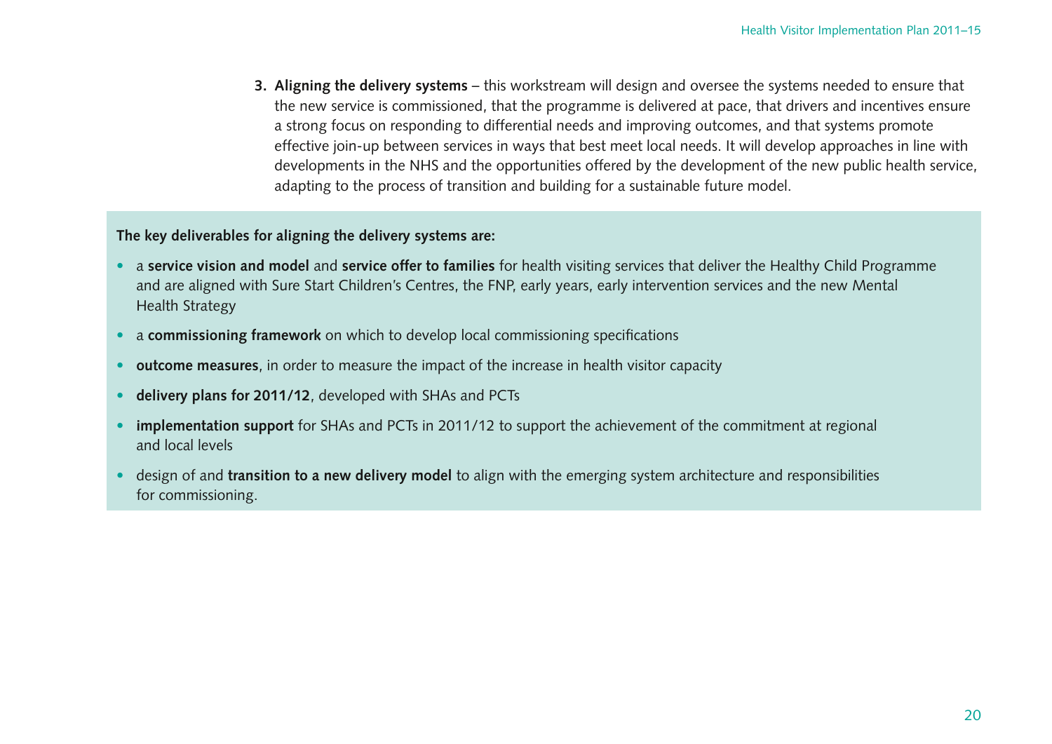3. **Aligning the delivery systems** – this workstream will design and oversee the systems needed to ensure that the new service is commissioned, that the programme is delivered at pace, that drivers and incentives ensure a strong focus on responding to differential needs and improving outcomes, and that systems promote effective join-up between services in ways that best meet local needs. It will develop approaches in line with developments in the NHS and the opportunities offered by the development of the new public health service, adapting to the process of transition and building for a sustainable future model.

**The key deliverables for aligning the delivery systems are:**

- a **service vision and model** and **service offer to families** for health visiting services that deliver the Healthy Child Programme and are aligned with Sure Start Children's Centres, the FNP, early years, early intervention services and the new Mental Health Strategy
- a **commissioning framework** on which to develop local commissioning specifications
- **outcome measures**, in order to measure the impact of the increase in health visitor capacity
- **delivery plans for 2011/12**, developed with SHAs and PCTs
- **implementation support** for SHAs and PCTs in 2011/12 to support the achievement of the commitment at regional and local levels
- design of and **transition to a new delivery model** to align with the emerging system architecture and responsibilities for commissioning.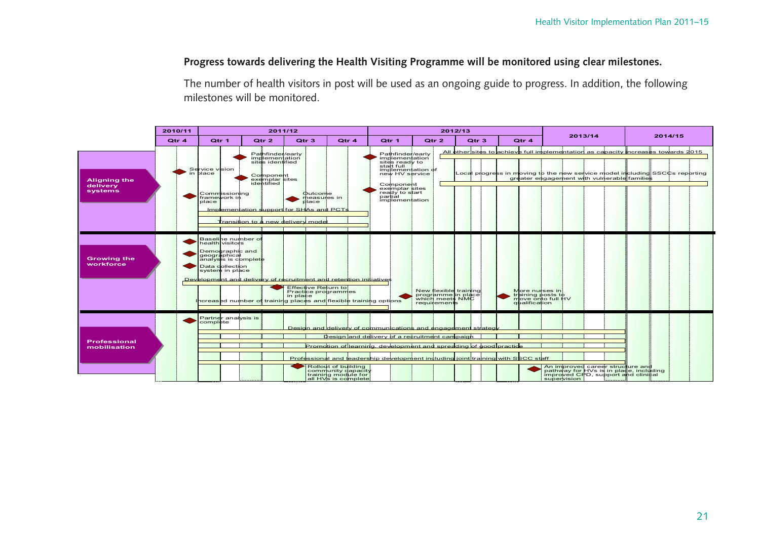**Progress towards delivering the Health Visiting Programme will be monitored using clear milestones.**

The number of health visitors in post will be used as an ongoing guide to progress. In addition, the following milestones will be monitored.

| Workstream | 2010/11 Qtr 4 | 2011/12 Qtr 1 | 2011/12 Qtr 2 | 2011/12 Qtr 3 | 2011/12 Qtr 4 | 2012/13 Qtr 1 | 2012/13 Qtr 2 | 2012/13 Qtr 3 | 2012/13 Qtr 4 | 2013/14 | 2014/15 |
|---|---|---|---|---|---|---|---|---|---|---|---|
| **Aligning the delivery systems** | Service vision in place; Commissioning framework in place | | Pathfinder/early implementation sites identified; Component exemplar sites identified | Outcome measures in place | | Pathfinder/early implementation sites ready to start full implementation of new HV service; Component exemplar sites ready to start partial implementation | | | | | |
| | Implementation support for SHAs and PCTs (2011/12 Qtr 1 – Qtr 4) | | | | | | | | | | |
| | Transition to a new delivery model (2011/12 Qtr 1 – Qtr 4) | | | | | | | | | | |
| | All other sites to achieve full implementation as capacity increases towards 2015 (2012/13 Qtr 2 – 2014/15) | | | | | | | | | | |
| | Local progress in moving to the new service model including SSCCs reporting greater engagement with vulnerable families (2012/13 Qtr 2 – 2014/15) | | | | | | | | | | |
| **Growing the workforce** | Baseline number of health visitors; Demographic and geographical analysis is complete; Data collection system in place | | Effective Return to Practice programmes in place | | | | New flexible training programme in place which meets NMC requirements | | More nurses in training posts to move onto full HV qualification | | |
| | Development and delivery of recruitment and retention initiatives (2010/11 Qtr 4 – 2011/12 Qtr 4) | | | | | | | | | | |
| | Increased number of training places and flexible training options (2011/12 Qtr 1 – Qtr 4) | | | | | | | | | | |
| **Professional mobilisation** | Partner analysis is complete | | Rollout of building community capacity training module for all HVs is complete | | | | | | An improved career structure and pathway for HVs is in place, including improved CPD, support and clinical supervision | | |
| | Design and delivery of communications and engagement strategy (2011/12 Qtr 1 – 2013/14) | | | | | | | | | | |
| | Design and delivery of a recruitment campaign (2011/12 Qtr 1 – 2013/14) | | | | | | | | | | |
| | Promotion of learning, development and spreading of good practice (2011/12 Qtr 1 – 2013/14) | | | | | | | | | | |
| | Professional and leadership development including joint training with SSCC staff (2011/12 Qtr 1 – 2013/14) | | | | | | | | | | |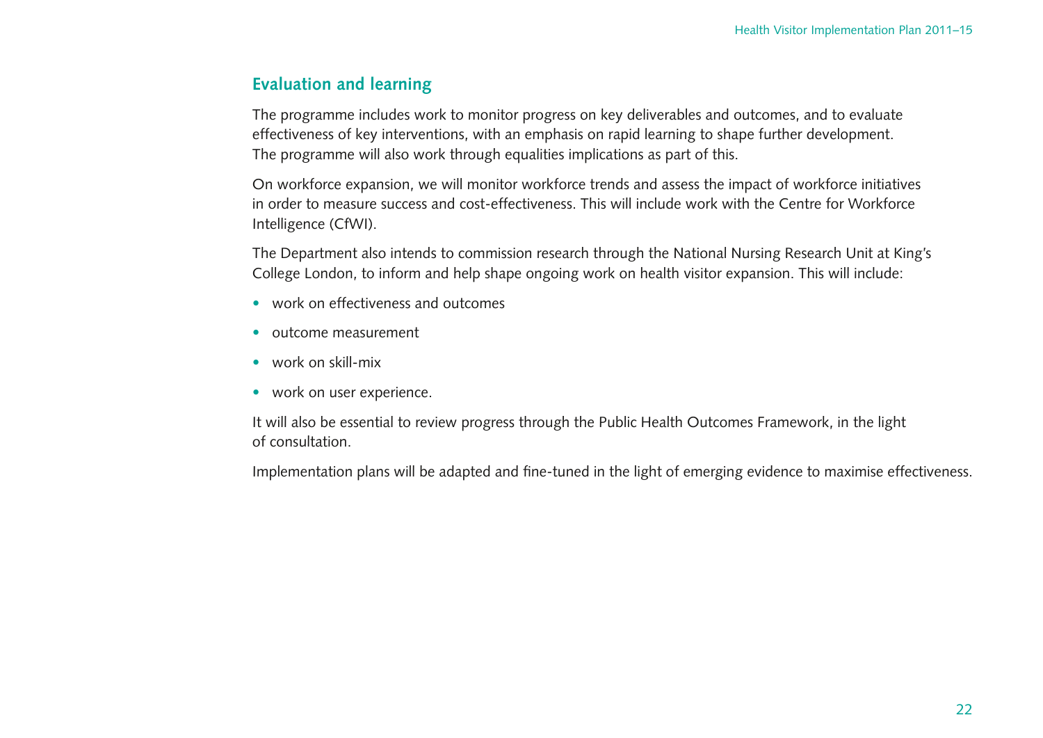## Evaluation and learning

The programme includes work to monitor progress on key deliverables and outcomes, and to evaluate effectiveness of key interventions, with an emphasis on rapid learning to shape further development. The programme will also work through equalities implications as part of this.

On workforce expansion, we will monitor workforce trends and assess the impact of workforce initiatives in order to measure success and cost-effectiveness. This will include work with the Centre for Workforce Intelligence (CfWI).

The Department also intends to commission research through the National Nursing Research Unit at King's College London, to inform and help shape ongoing work on health visitor expansion. This will include:

- work on effectiveness and outcomes
- outcome measurement
- work on skill-mix
- work on user experience.

It will also be essential to review progress through the Public Health Outcomes Framework, in the light of consultation.

Implementation plans will be adapted and fine-tuned in the light of emerging evidence to maximise effectiveness.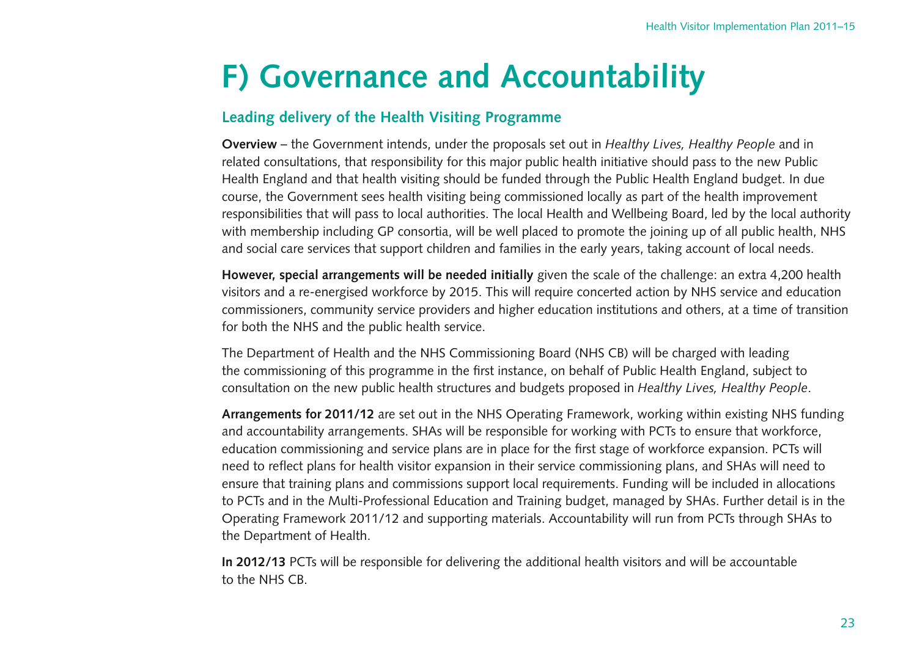# F) Governance and Accountability

## Leading delivery of the Health Visiting Programme

**Overview** – the Government intends, under the proposals set out in *Healthy Lives, Healthy People* and in related consultations, that responsibility for this major public health initiative should pass to the new Public Health England and that health visiting should be funded through the Public Health England budget. In due course, the Government sees health visiting being commissioned locally as part of the health improvement responsibilities that will pass to local authorities. The local Health and Wellbeing Board, led by the local authority with membership including GP consortia, will be well placed to promote the joining up of all public health, NHS and social care services that support children and families in the early years, taking account of local needs.

**However, special arrangements will be needed initially** given the scale of the challenge: an extra 4,200 health visitors and a re-energised workforce by 2015. This will require concerted action by NHS service and education commissioners, community service providers and higher education institutions and others, at a time of transition for both the NHS and the public health service.

The Department of Health and the NHS Commissioning Board (NHS CB) will be charged with leading the commissioning of this programme in the first instance, on behalf of Public Health England, subject to consultation on the new public health structures and budgets proposed in *Healthy Lives, Healthy People*.

**Arrangements for 2011/12** are set out in the NHS Operating Framework, working within existing NHS funding and accountability arrangements. SHAs will be responsible for working with PCTs to ensure that workforce, education commissioning and service plans are in place for the first stage of workforce expansion. PCTs will need to reflect plans for health visitor expansion in their service commissioning plans, and SHAs will need to ensure that training plans and commissions support local requirements. Funding will be included in allocations to PCTs and in the Multi-Professional Education and Training budget, managed by SHAs. Further detail is in the Operating Framework 2011/12 and supporting materials. Accountability will run from PCTs through SHAs to the Department of Health.

**In 2012/13** PCTs will be responsible for delivering the additional health visitors and will be accountable to the NHS CB.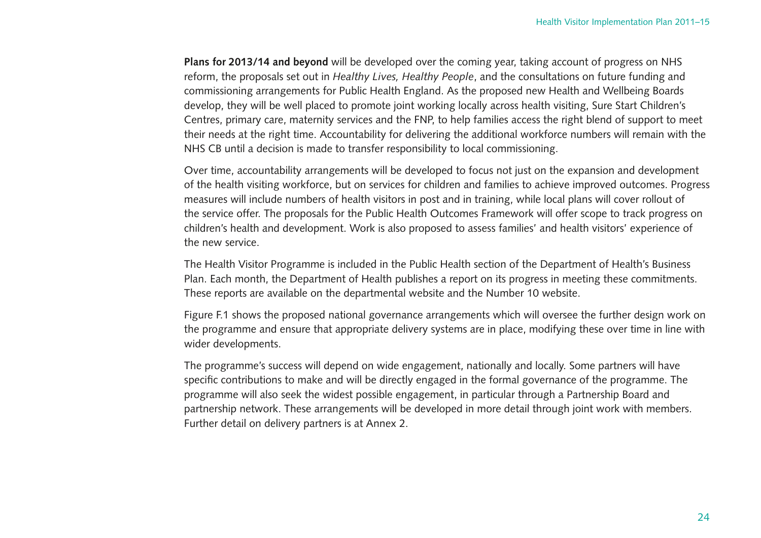**Plans for 2013/14 and beyond** will be developed over the coming year, taking account of progress on NHS reform, the proposals set out in *Healthy Lives, Healthy People*, and the consultations on future funding and commissioning arrangements for Public Health England. As the proposed new Health and Wellbeing Boards develop, they will be well placed to promote joint working locally across health visiting, Sure Start Children's Centres, primary care, maternity services and the FNP, to help families access the right blend of support to meet their needs at the right time. Accountability for delivering the additional workforce numbers will remain with the NHS CB until a decision is made to transfer responsibility to local commissioning.

Over time, accountability arrangements will be developed to focus not just on the expansion and development of the health visiting workforce, but on services for children and families to achieve improved outcomes. Progress measures will include numbers of health visitors in post and in training, while local plans will cover rollout of the service offer. The proposals for the Public Health Outcomes Framework will offer scope to track progress on children's health and development. Work is also proposed to assess families' and health visitors' experience of the new service.

The Health Visitor Programme is included in the Public Health section of the Department of Health's Business Plan. Each month, the Department of Health publishes a report on its progress in meeting these commitments. These reports are available on the departmental website and the Number 10 website.

Figure F.1 shows the proposed national governance arrangements which will oversee the further design work on the programme and ensure that appropriate delivery systems are in place, modifying these over time in line with wider developments.

The programme's success will depend on wide engagement, nationally and locally. Some partners will have specific contributions to make and will be directly engaged in the formal governance of the programme. The programme will also seek the widest possible engagement, in particular through a Partnership Board and partnership network. These arrangements will be developed in more detail through joint work with members. Further detail on delivery partners is at Annex 2.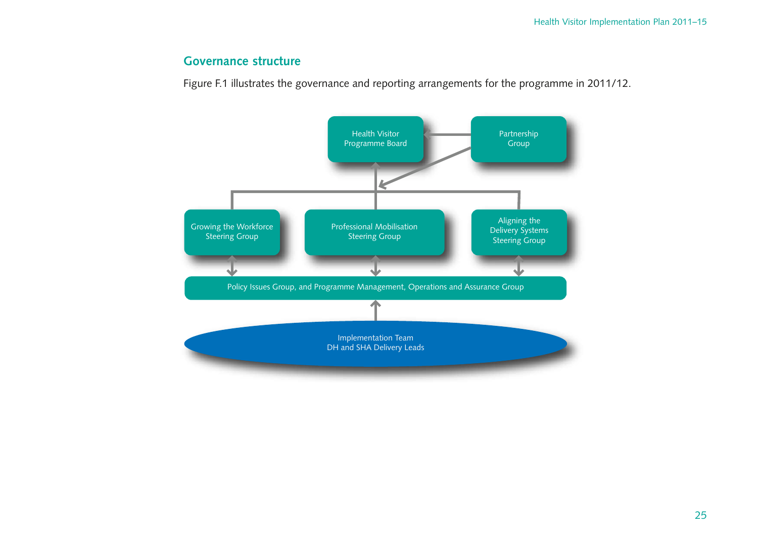## Governance structure

Figure F.1 illustrates the governance and reporting arrangements for the programme in 2011/12.

Health Visitor Programme Board

Partnership Group

Growing the Workforce Steering Group

Professional Mobilisation Steering Group

Aligning the Delivery Systems Steering Group

Policy Issues Group, and Programme Management, Operations and Assurance Group

Implementation Team
DH and SHA Delivery Leads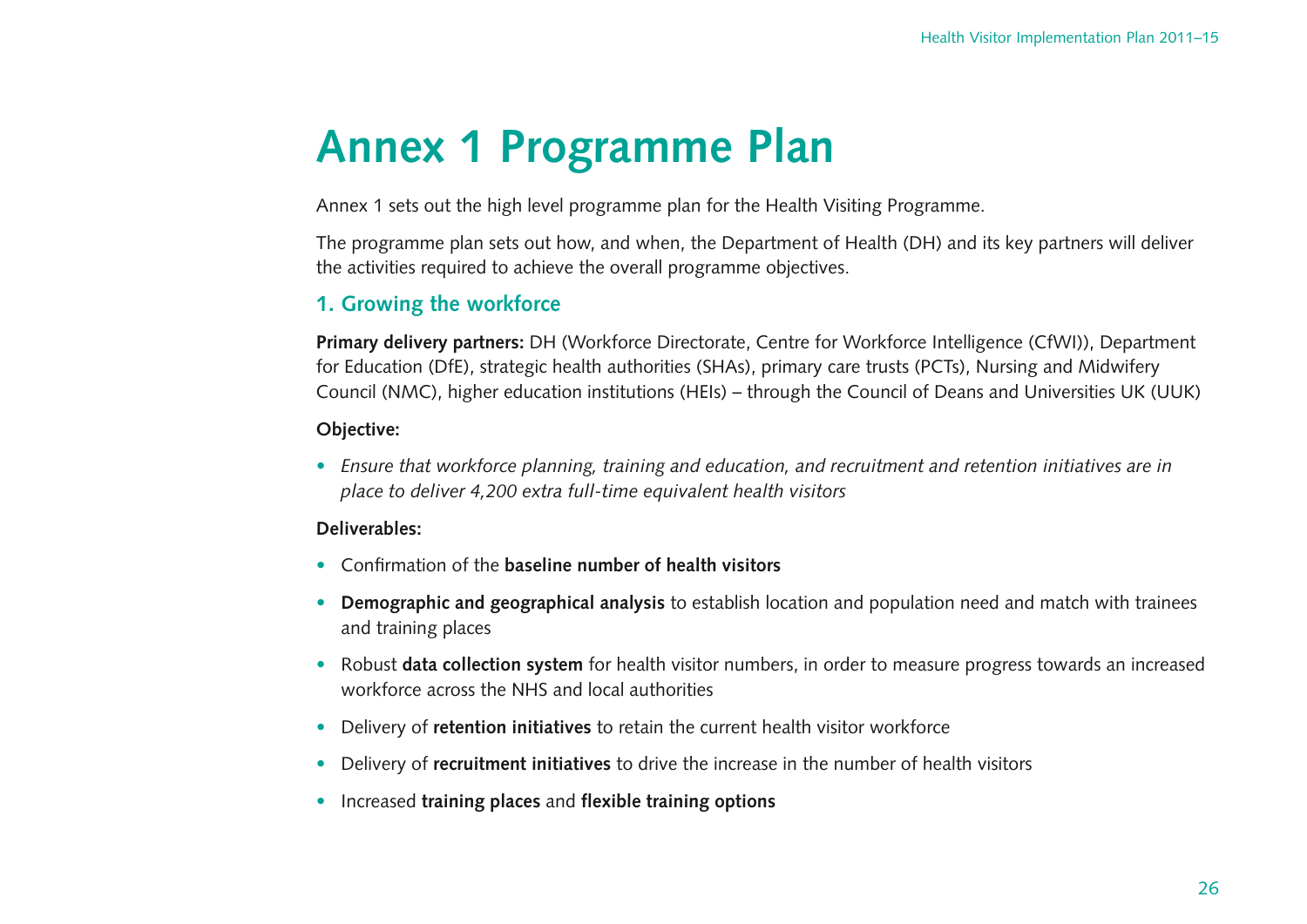# Annex 1 Programme Plan

Annex 1 sets out the high level programme plan for the Health Visiting Programme.

The programme plan sets out how, and when, the Department of Health (DH) and its key partners will deliver the activities required to achieve the overall programme objectives.

## 1. Growing the workforce

**Primary delivery partners:** DH (Workforce Directorate, Centre for Workforce Intelligence (CfWI)), Department for Education (DfE), strategic health authorities (SHAs), primary care trusts (PCTs), Nursing and Midwifery Council (NMC), higher education institutions (HEIs) – through the Council of Deans and Universities UK (UUK)

**Objective:**

- *Ensure that workforce planning, training and education, and recruitment and retention initiatives are in place to deliver 4,200 extra full-time equivalent health visitors*

**Deliverables:**

- Confirmation of the **baseline number of health visitors**
- **Demographic and geographical analysis** to establish location and population need and match with trainees and training places
- Robust **data collection system** for health visitor numbers, in order to measure progress towards an increased workforce across the NHS and local authorities
- Delivery of **retention initiatives** to retain the current health visitor workforce
- Delivery of **recruitment initiatives** to drive the increase in the number of health visitors
- Increased **training places** and **flexible training options**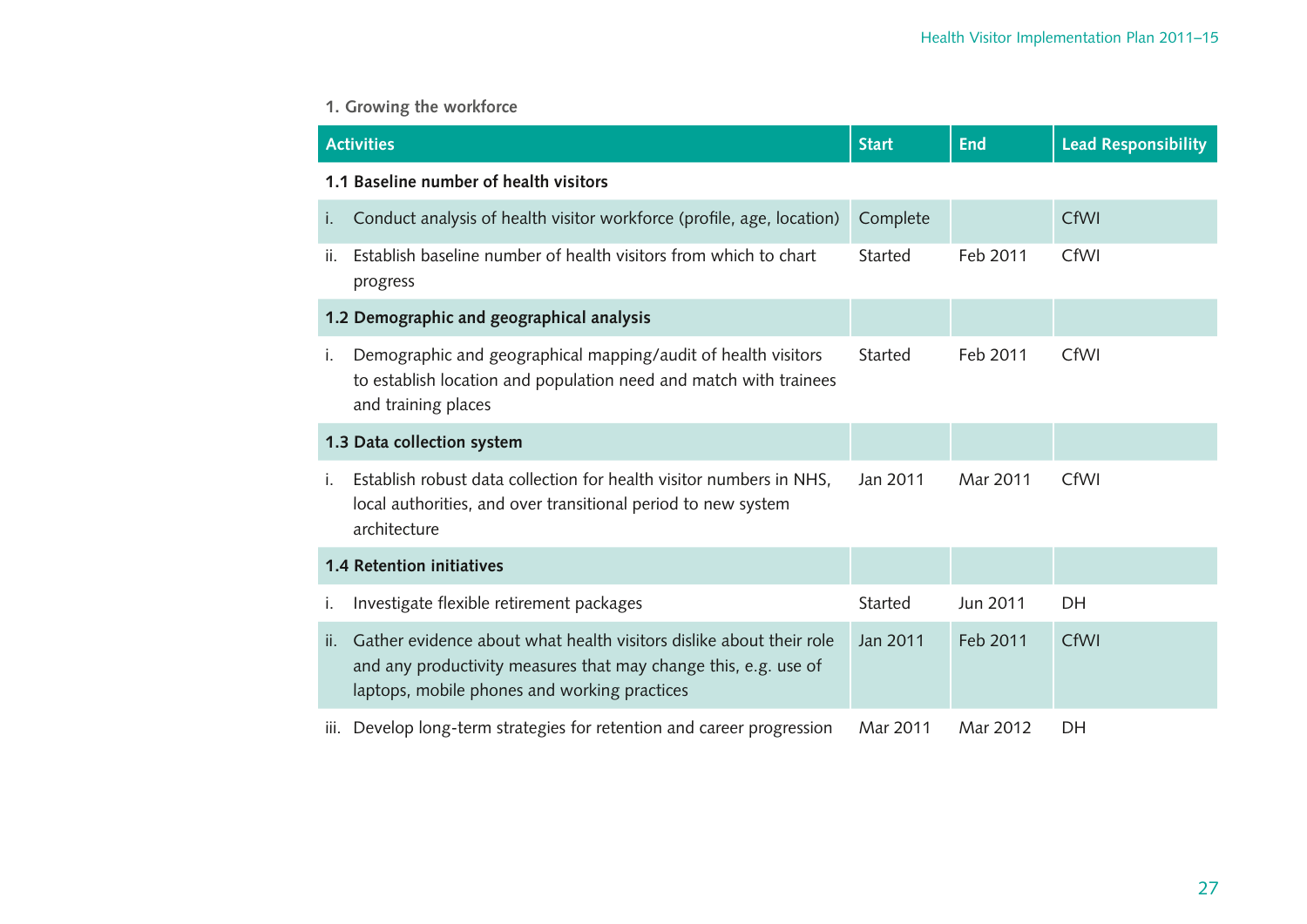1. Growing the workforce

| Activities | Start | End | Lead Responsibility |
|---|---|---|---|
| **1.1 Baseline number of health visitors** | | | |
| i. Conduct analysis of health visitor workforce (profile, age, location) | Complete | | CfWI |
| ii. Establish baseline number of health visitors from which to chart progress | Started | Feb 2011 | CfWI |
| **1.2 Demographic and geographical analysis** | | | |
| i. Demographic and geographical mapping/audit of health visitors to establish location and population need and match with trainees and training places | Started | Feb 2011 | CfWI |
| **1.3 Data collection system** | | | |
| i. Establish robust data collection for health visitor numbers in NHS, local authorities, and over transitional period to new system architecture | Jan 2011 | Mar 2011 | CfWI |
| **1.4 Retention initiatives** | | | |
| i. Investigate flexible retirement packages | Started | Jun 2011 | DH |
| ii. Gather evidence about what health visitors dislike about their role and any productivity measures that may change this, e.g. use of laptops, mobile phones and working practices | Jan 2011 | Feb 2011 | CfWI |
| iii. Develop long-term strategies for retention and career progression | Mar 2011 | Mar 2012 | DH |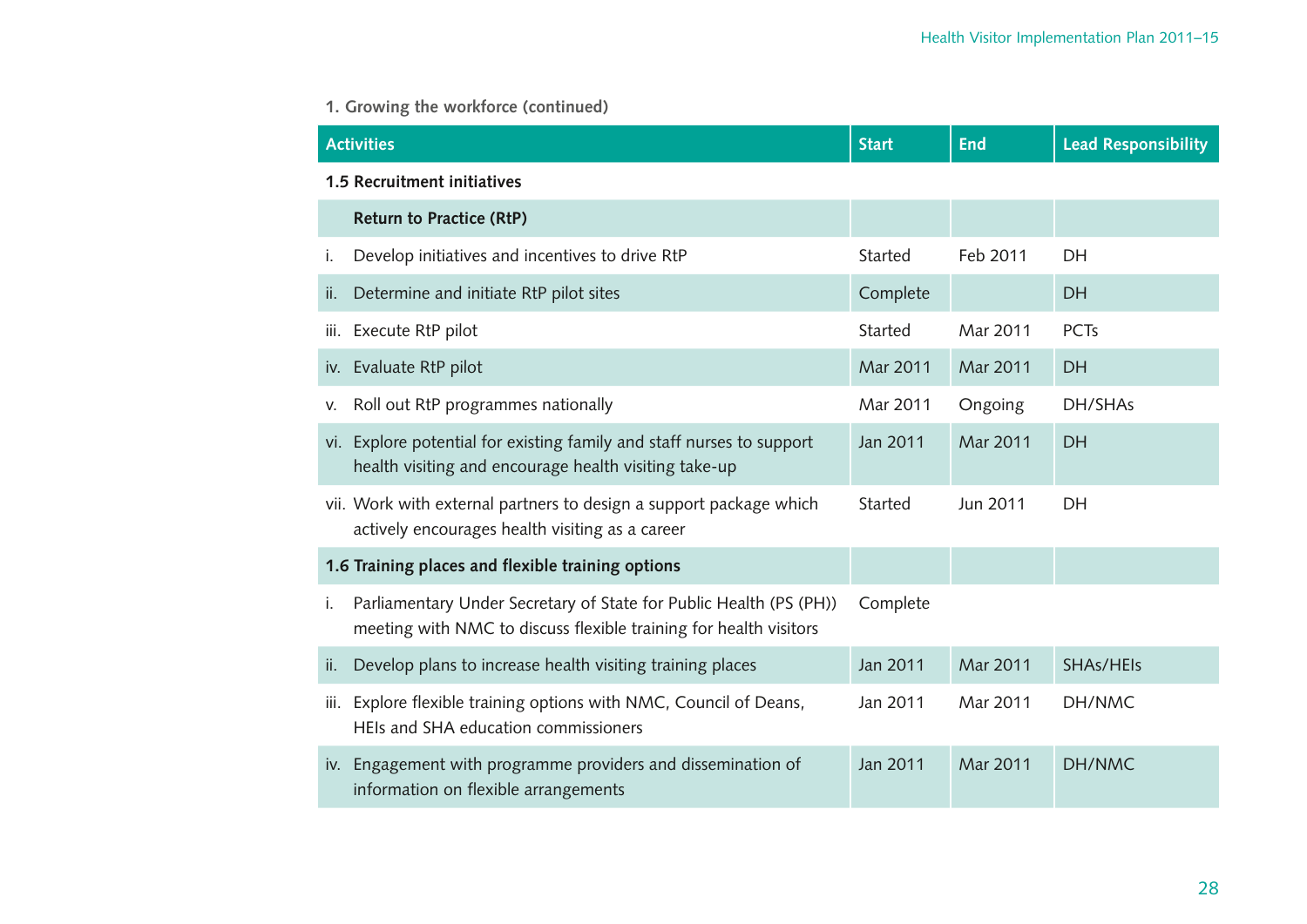**1. Growing the workforce (continued)**

| Activities | Start | End | Lead Responsibility |
|---|---|---|---|
| **1.5 Recruitment initiatives** | | | |
| **Return to Practice (RtP)** | | | |
| i. Develop initiatives and incentives to drive RtP | Started | Feb 2011 | DH |
| ii. Determine and initiate RtP pilot sites | Complete | | DH |
| iii. Execute RtP pilot | Started | Mar 2011 | PCTs |
| iv. Evaluate RtP pilot | Mar 2011 | Mar 2011 | DH |
| v. Roll out RtP programmes nationally | Mar 2011 | Ongoing | DH/SHAs |
| vi. Explore potential for existing family and staff nurses to support health visiting and encourage health visiting take-up | Jan 2011 | Mar 2011 | DH |
| vii. Work with external partners to design a support package which actively encourages health visiting as a career | Started | Jun 2011 | DH |
| **1.6 Training places and flexible training options** | | | |
| i. Parliamentary Under Secretary of State for Public Health (PS (PH)) meeting with NMC to discuss flexible training for health visitors | Complete | | |
| ii. Develop plans to increase health visiting training places | Jan 2011 | Mar 2011 | SHAs/HEIs |
| iii. Explore flexible training options with NMC, Council of Deans, HEIs and SHA education commissioners | Jan 2011 | Mar 2011 | DH/NMC |
| iv. Engagement with programme providers and dissemination of information on flexible arrangements | Jan 2011 | Mar 2011 | DH/NMC |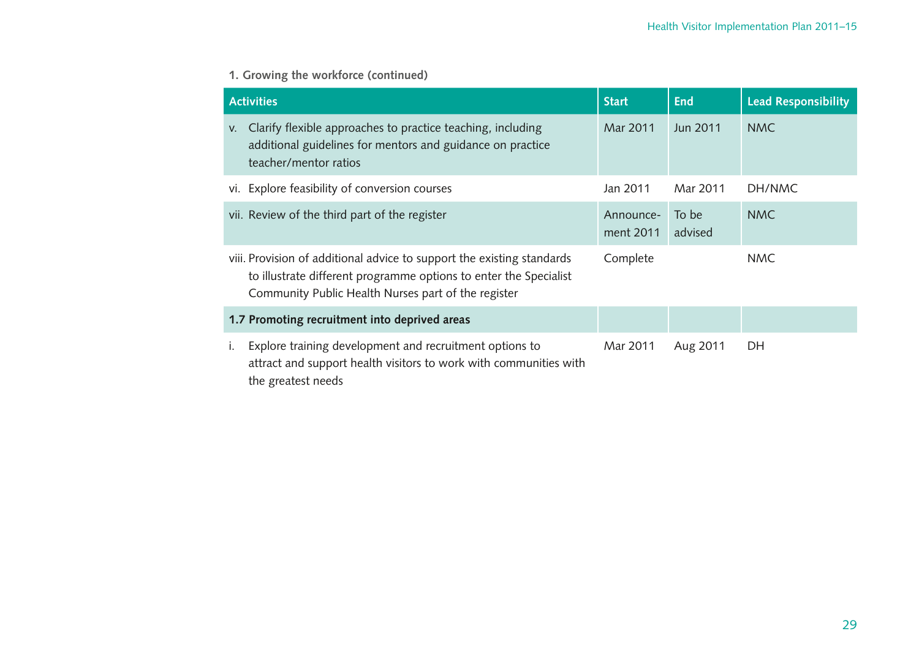**1. Growing the workforce (continued)**

| Activities | Start | End | Lead Responsibility |
|---|---|---|---|
| v. Clarify flexible approaches to practice teaching, including additional guidelines for mentors and guidance on practice teacher/mentor ratios | Mar 2011 | Jun 2011 | NMC |
| vi. Explore feasibility of conversion courses | Jan 2011 | Mar 2011 | DH/NMC |
| vii. Review of the third part of the register | Announcement 2011 | To be advised | NMC |
| viii. Provision of additional advice to support the existing standards to illustrate different programme options to enter the Specialist Community Public Health Nurses part of the register | Complete | | NMC |
| **1.7 Promoting recruitment into deprived areas** | | | |
| i. Explore training development and recruitment options to attract and support health visitors to work with communities with the greatest needs | Mar 2011 | Aug 2011 | DH |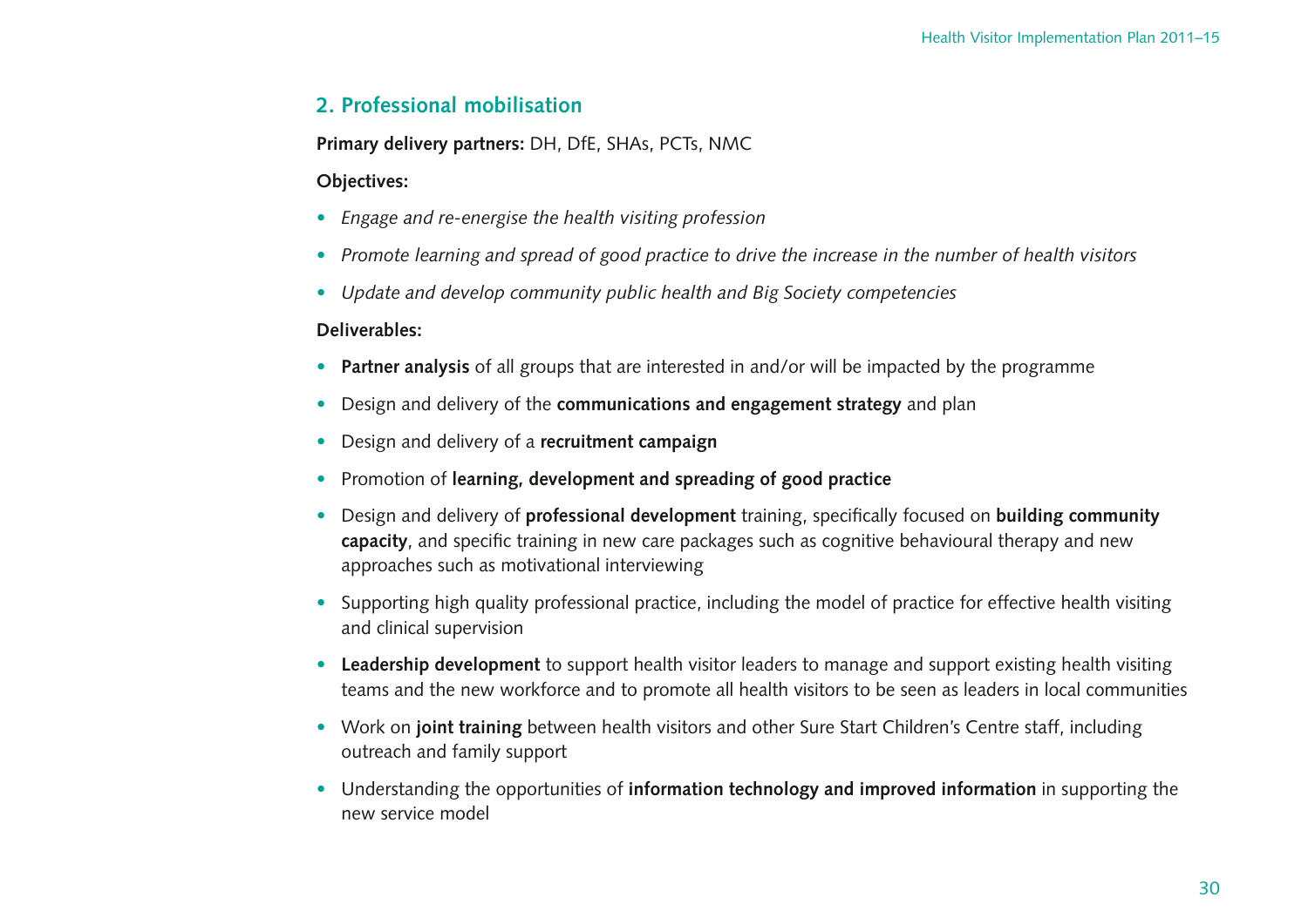## 2. Professional mobilisation

**Primary delivery partners:** DH, DfE, SHAs, PCTs, NMC

**Objectives:**

- *Engage and re-energise the health visiting profession*
- *Promote learning and spread of good practice to drive the increase in the number of health visitors*
- *Update and develop community public health and Big Society competencies*

**Deliverables:**

- **Partner analysis** of all groups that are interested in and/or will be impacted by the programme
- Design and delivery of the **communications and engagement strategy** and plan
- Design and delivery of a **recruitment campaign**
- Promotion of **learning, development and spreading of good practice**
- Design and delivery of **professional development** training, specifically focused on **building community capacity**, and specific training in new care packages such as cognitive behavioural therapy and new approaches such as motivational interviewing
- Supporting high quality professional practice, including the model of practice for effective health visiting and clinical supervision
- **Leadership development** to support health visitor leaders to manage and support existing health visiting teams and the new workforce and to promote all health visitors to be seen as leaders in local communities
- Work on **joint training** between health visitors and other Sure Start Children's Centre staff, including outreach and family support
- Understanding the opportunities of **information technology and improved information** in supporting the new service model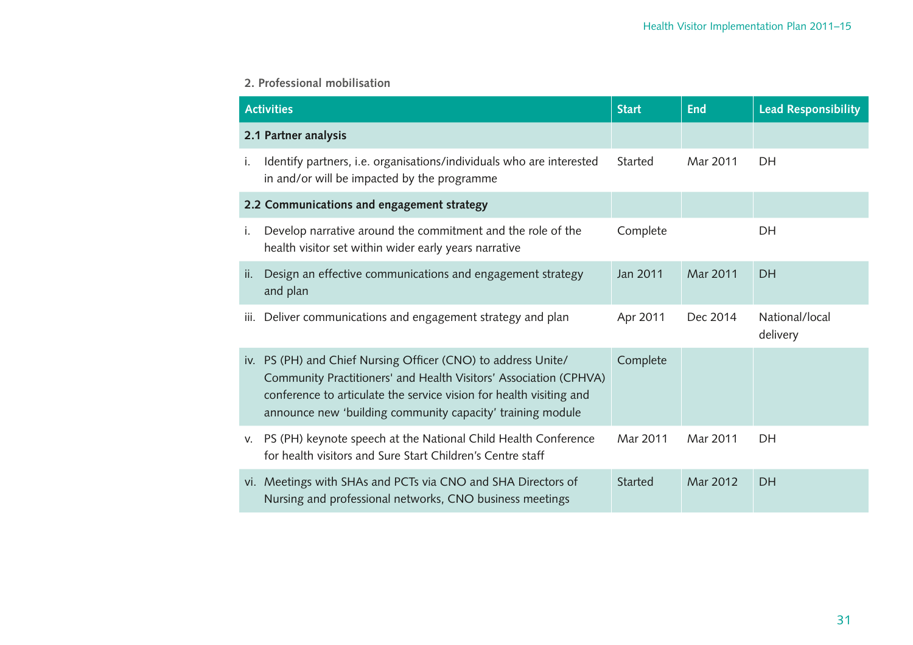### 2. Professional mobilisation

| Activities | Start | End | Lead Responsibility |
|---|---|---|---|
| **2.1 Partner analysis** | | | |
| i. Identify partners, i.e. organisations/individuals who are interested in and/or will be impacted by the programme | Started | Mar 2011 | DH |
| **2.2 Communications and engagement strategy** | | | |
| i. Develop narrative around the commitment and the role of the health visitor set within wider early years narrative | Complete | | DH |
| ii. Design an effective communications and engagement strategy and plan | Jan 2011 | Mar 2011 | DH |
| iii. Deliver communications and engagement strategy and plan | Apr 2011 | Dec 2014 | National/local delivery |
| iv. PS (PH) and Chief Nursing Officer (CNO) to address Unite/ Community Practitioners' and Health Visitors' Association (CPHVA) conference to articulate the service vision for health visiting and announce new 'building community capacity' training module | Complete | | |
| v. PS (PH) keynote speech at the National Child Health Conference for health visitors and Sure Start Children's Centre staff | Mar 2011 | Mar 2011 | DH |
| vi. Meetings with SHAs and PCTs via CNO and SHA Directors of Nursing and professional networks, CNO business meetings | Started | Mar 2012 | DH |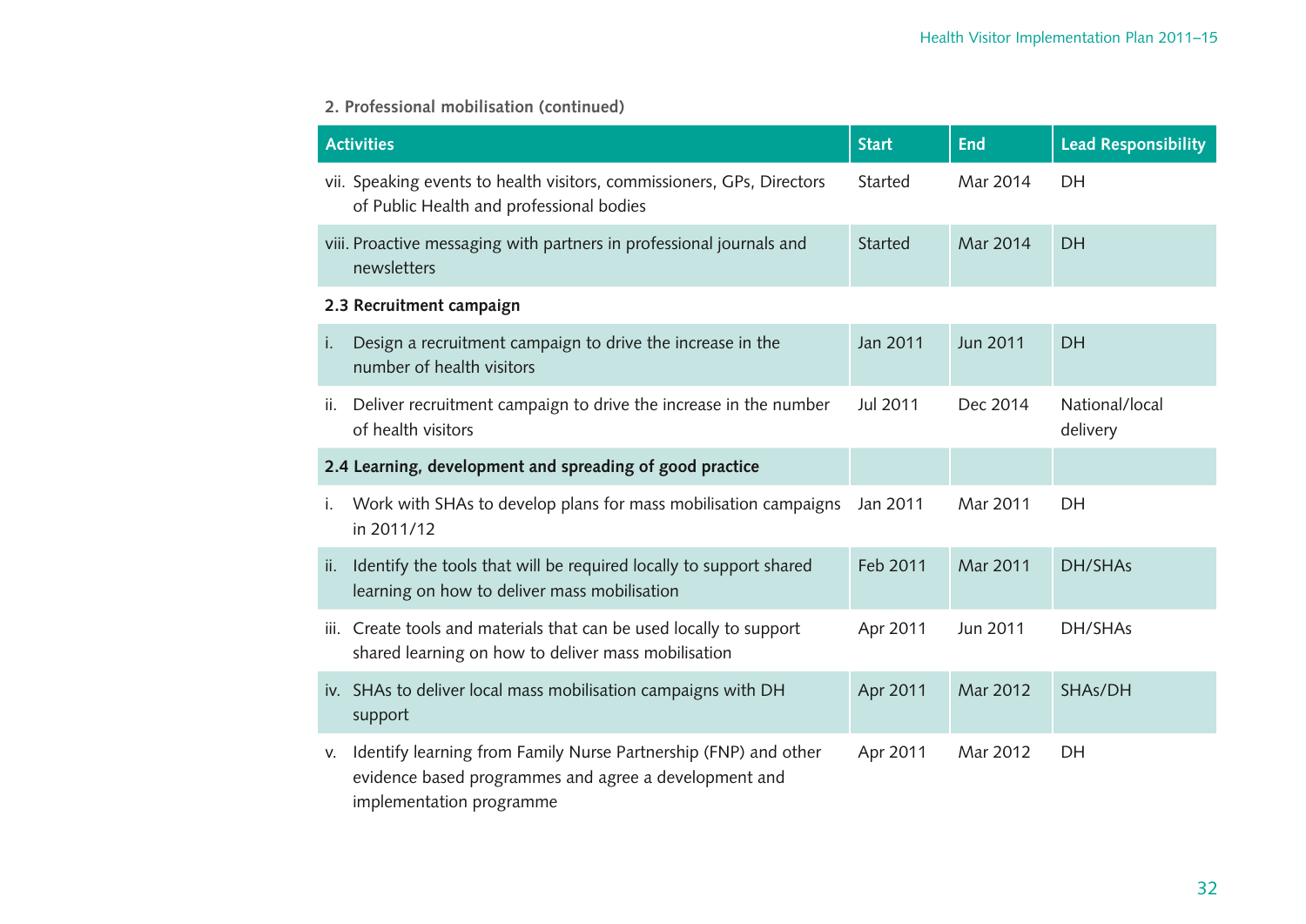**2. Professional mobilisation (continued)**

| Activities | Start | End | Lead Responsibility |
|---|---|---|---|
| vii. Speaking events to health visitors, commissioners, GPs, Directors of Public Health and professional bodies | Started | Mar 2014 | DH |
| viii. Proactive messaging with partners in professional journals and newsletters | Started | Mar 2014 | DH |
| **2.3 Recruitment campaign** | | | |
| i. Design a recruitment campaign to drive the increase in the number of health visitors | Jan 2011 | Jun 2011 | DH |
| ii. Deliver recruitment campaign to drive the increase in the number of health visitors | Jul 2011 | Dec 2014 | National/local delivery |
| **2.4 Learning, development and spreading of good practice** | | | |
| i. Work with SHAs to develop plans for mass mobilisation campaigns in 2011/12 | Jan 2011 | Mar 2011 | DH |
| ii. Identify the tools that will be required locally to support shared learning on how to deliver mass mobilisation | Feb 2011 | Mar 2011 | DH/SHAs |
| iii. Create tools and materials that can be used locally to support shared learning on how to deliver mass mobilisation | Apr 2011 | Jun 2011 | DH/SHAs |
| iv. SHAs to deliver local mass mobilisation campaigns with DH support | Apr 2011 | Mar 2012 | SHAs/DH |
| v. Identify learning from Family Nurse Partnership (FNP) and other evidence based programmes and agree a development and implementation programme | Apr 2011 | Mar 2012 | DH |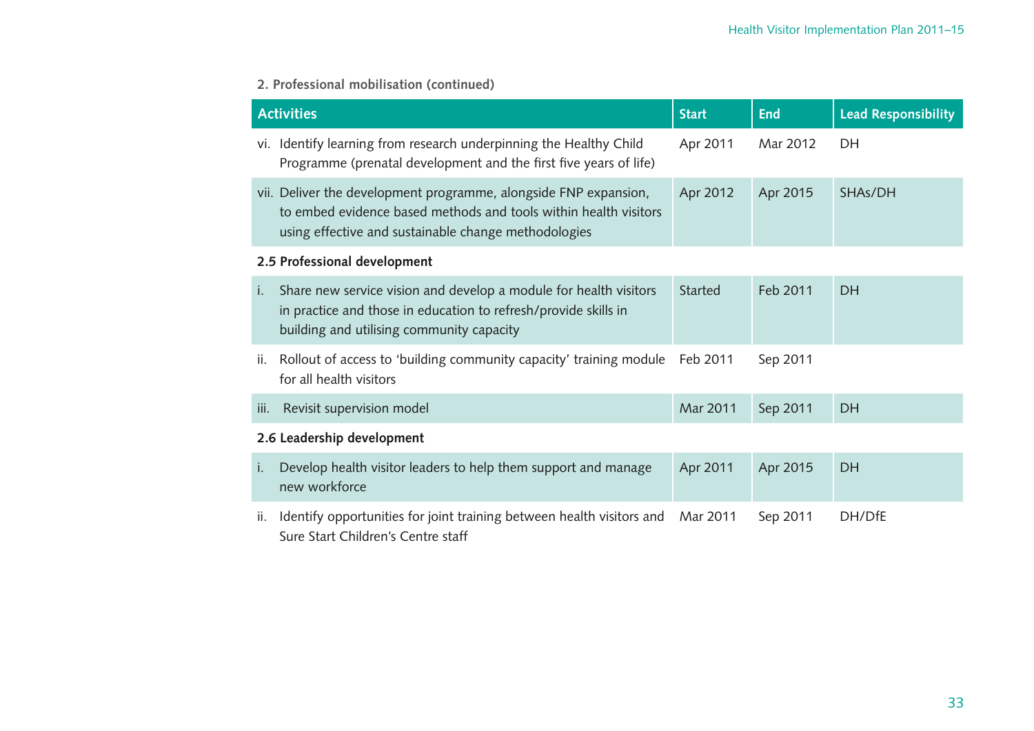**2. Professional mobilisation (continued)**

| Activities | Start | End | Lead Responsibility |
|---|---|---|---|
| vi. Identify learning from research underpinning the Healthy Child Programme (prenatal development and the first five years of life) | Apr 2011 | Mar 2012 | DH |
| vii. Deliver the development programme, alongside FNP expansion, to embed evidence based methods and tools within health visitors using effective and sustainable change methodologies | Apr 2012 | Apr 2015 | SHAs/DH |
| **2.5 Professional development** | | | |
| i. Share new service vision and develop a module for health visitors in practice and those in education to refresh/provide skills in building and utilising community capacity | Started | Feb 2011 | DH |
| ii. Rollout of access to 'building community capacity' training module for all health visitors | Feb 2011 | Sep 2011 | |
| iii. Revisit supervision model | Mar 2011 | Sep 2011 | DH |
| **2.6 Leadership development** | | | |
| i. Develop health visitor leaders to help them support and manage new workforce | Apr 2011 | Apr 2015 | DH |
| ii. Identify opportunities for joint training between health visitors and Sure Start Children's Centre staff | Mar 2011 | Sep 2011 | DH/DfE |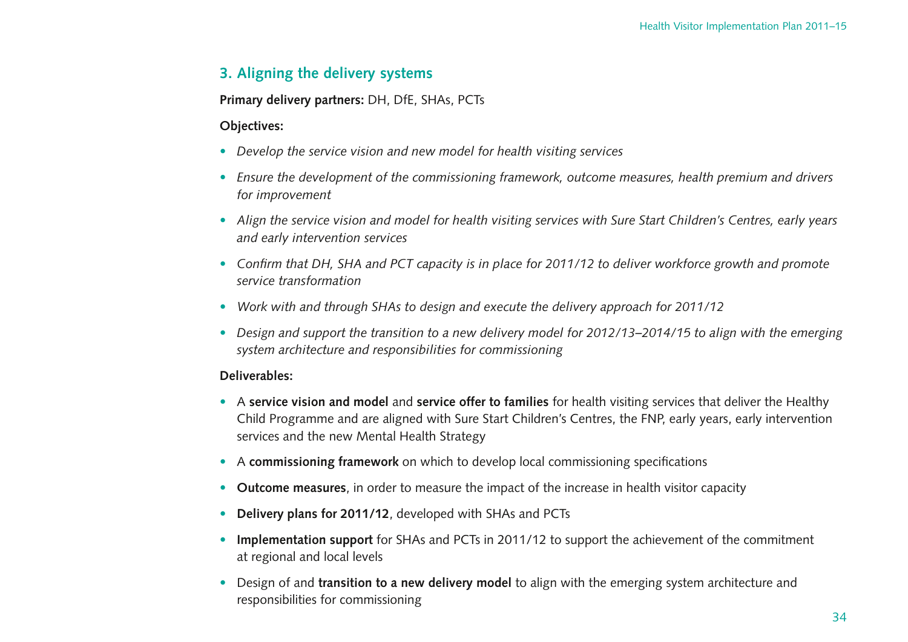## 3. Aligning the delivery systems

**Primary delivery partners:** DH, DfE, SHAs, PCTs

**Objectives:**

- *Develop the service vision and new model for health visiting services*
- *Ensure the development of the commissioning framework, outcome measures, health premium and drivers for improvement*
- *Align the service vision and model for health visiting services with Sure Start Children's Centres, early years and early intervention services*
- *Confirm that DH, SHA and PCT capacity is in place for 2011/12 to deliver workforce growth and promote service transformation*
- *Work with and through SHAs to design and execute the delivery approach for 2011/12*
- *Design and support the transition to a new delivery model for 2012/13–2014/15 to align with the emerging system architecture and responsibilities for commissioning*

**Deliverables:**

- A **service vision and model** and **service offer to families** for health visiting services that deliver the Healthy Child Programme and are aligned with Sure Start Children's Centres, the FNP, early years, early intervention services and the new Mental Health Strategy
- A **commissioning framework** on which to develop local commissioning specifications
- **Outcome measures**, in order to measure the impact of the increase in health visitor capacity
- **Delivery plans for 2011/12**, developed with SHAs and PCTs
- **Implementation support** for SHAs and PCTs in 2011/12 to support the achievement of the commitment at regional and local levels
- Design of and **transition to a new delivery model** to align with the emerging system architecture and responsibilities for commissioning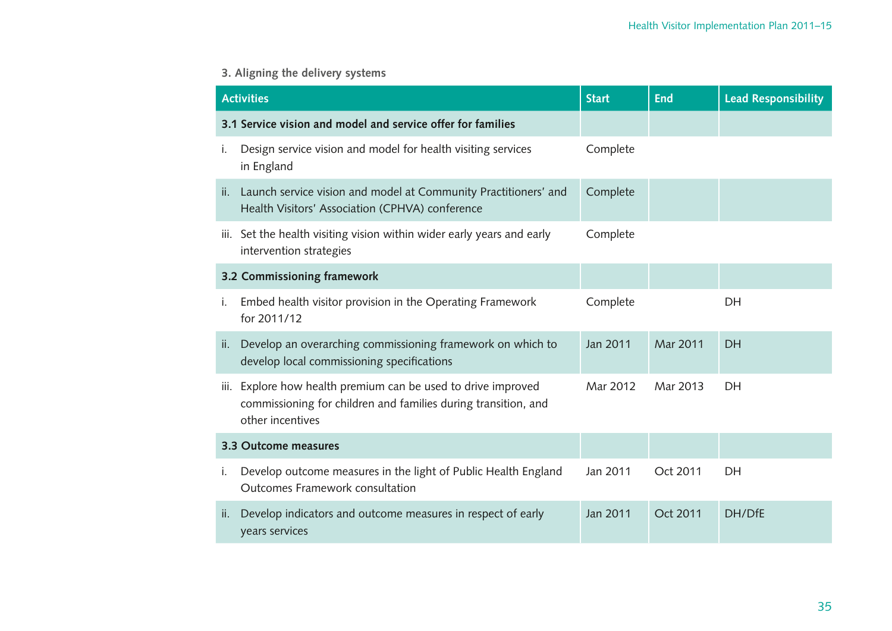### 3. Aligning the delivery systems

| Activities | Start | End | Lead Responsibility |
| --- | --- | --- | --- |
| **3.1 Service vision and model and service offer for families** | | | |
| i. Design service vision and model for health visiting services in England | Complete | | |
| ii. Launch service vision and model at Community Practitioners' and Health Visitors' Association (CPHVA) conference | Complete | | |
| iii. Set the health visiting vision within wider early years and early intervention strategies | Complete | | |
| **3.2 Commissioning framework** | | | |
| i. Embed health visitor provision in the Operating Framework for 2011/12 | Complete | | DH |
| ii. Develop an overarching commissioning framework on which to develop local commissioning specifications | Jan 2011 | Mar 2011 | DH |
| iii. Explore how health premium can be used to drive improved commissioning for children and families during transition, and other incentives | Mar 2012 | Mar 2013 | DH |
| **3.3 Outcome measures** | | | |
| i. Develop outcome measures in the light of Public Health England Outcomes Framework consultation | Jan 2011 | Oct 2011 | DH |
| ii. Develop indicators and outcome measures in respect of early years services | Jan 2011 | Oct 2011 | DH/DfE |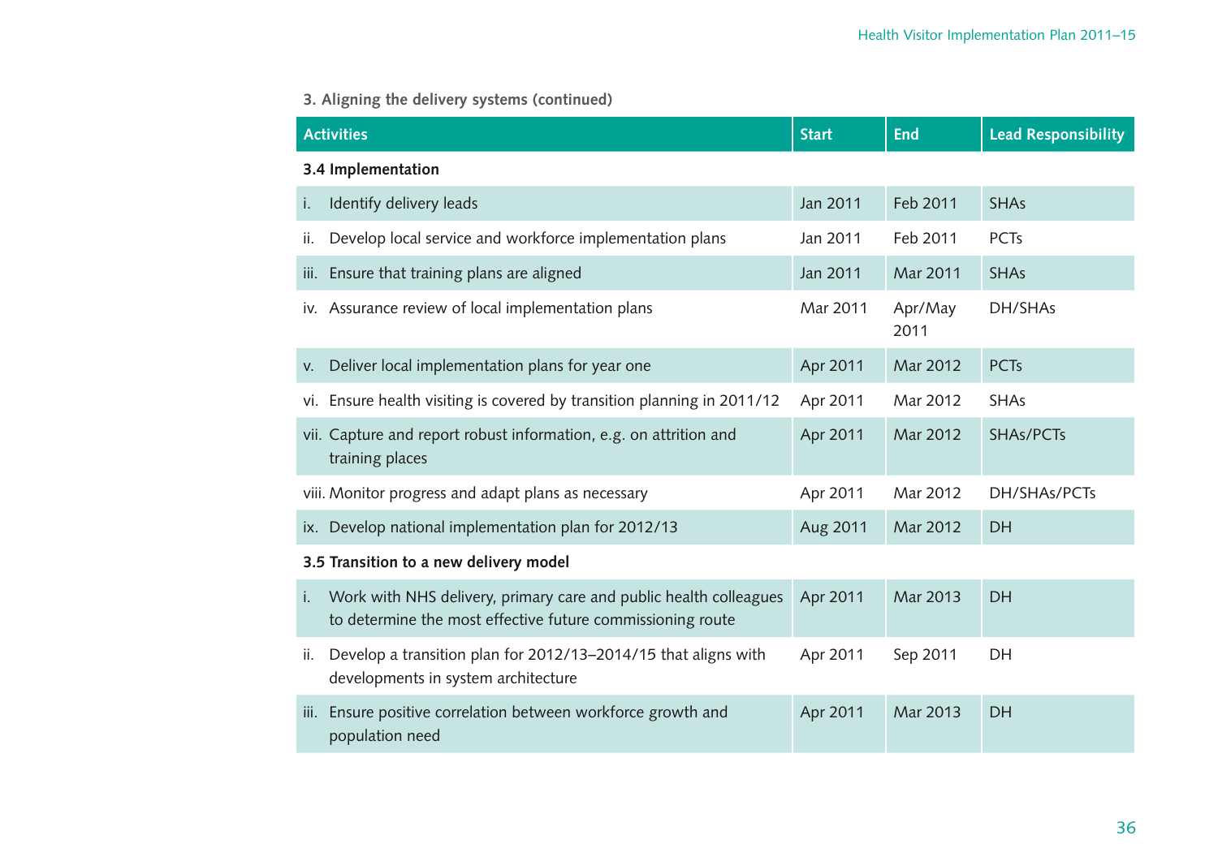**3. Aligning the delivery systems (continued)**

| Activities | Start | End | Lead Responsibility |
|---|---|---|---|
| **3.4 Implementation** | | | |
| i. Identify delivery leads | Jan 2011 | Feb 2011 | SHAs |
| ii. Develop local service and workforce implementation plans | Jan 2011 | Feb 2011 | PCTs |
| iii. Ensure that training plans are aligned | Jan 2011 | Mar 2011 | SHAs |
| iv. Assurance review of local implementation plans | Mar 2011 | Apr/May 2011 | DH/SHAs |
| v. Deliver local implementation plans for year one | Apr 2011 | Mar 2012 | PCTs |
| vi. Ensure health visiting is covered by transition planning in 2011/12 | Apr 2011 | Mar 2012 | SHAs |
| vii. Capture and report robust information, e.g. on attrition and training places | Apr 2011 | Mar 2012 | SHAs/PCTs |
| viii. Monitor progress and adapt plans as necessary | Apr 2011 | Mar 2012 | DH/SHAs/PCTs |
| ix. Develop national implementation plan for 2012/13 | Aug 2011 | Mar 2012 | DH |
| **3.5 Transition to a new delivery model** | | | |
| i. Work with NHS delivery, primary care and public health colleagues to determine the most effective future commissioning route | Apr 2011 | Mar 2013 | DH |
| ii. Develop a transition plan for 2012/13–2014/15 that aligns with developments in system architecture | Apr 2011 | Sep 2011 | DH |
| iii. Ensure positive correlation between workforce growth and population need | Apr 2011 | Mar 2013 | DH |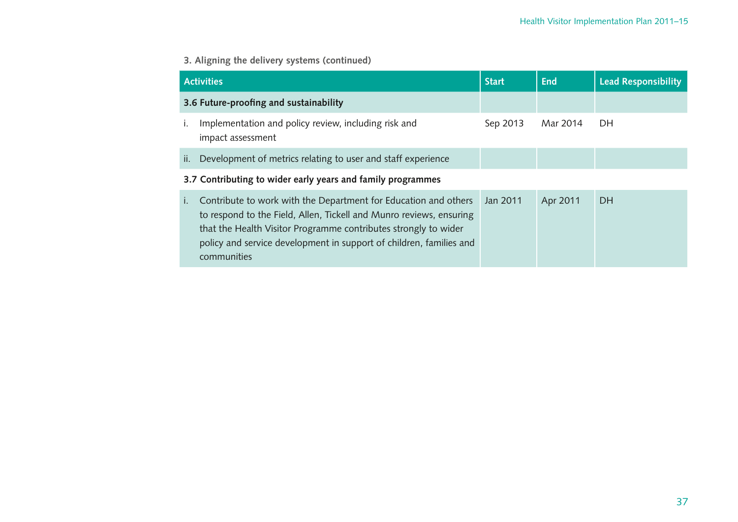**3. Aligning the delivery systems (continued)**

| Activities | Start | End | Lead Responsibility |
|---|---|---|---|
| **3.6 Future-proofing and sustainability** | | | |
| i. Implementation and policy review, including risk and impact assessment | Sep 2013 | Mar 2014 | DH |
| ii. Development of metrics relating to user and staff experience | | | |
| **3.7 Contributing to wider early years and family programmes** | | | |
| i. Contribute to work with the Department for Education and others to respond to the Field, Allen, Tickell and Munro reviews, ensuring that the Health Visitor Programme contributes strongly to wider policy and service development in support of children, families and communities | Jan 2011 | Apr 2011 | DH |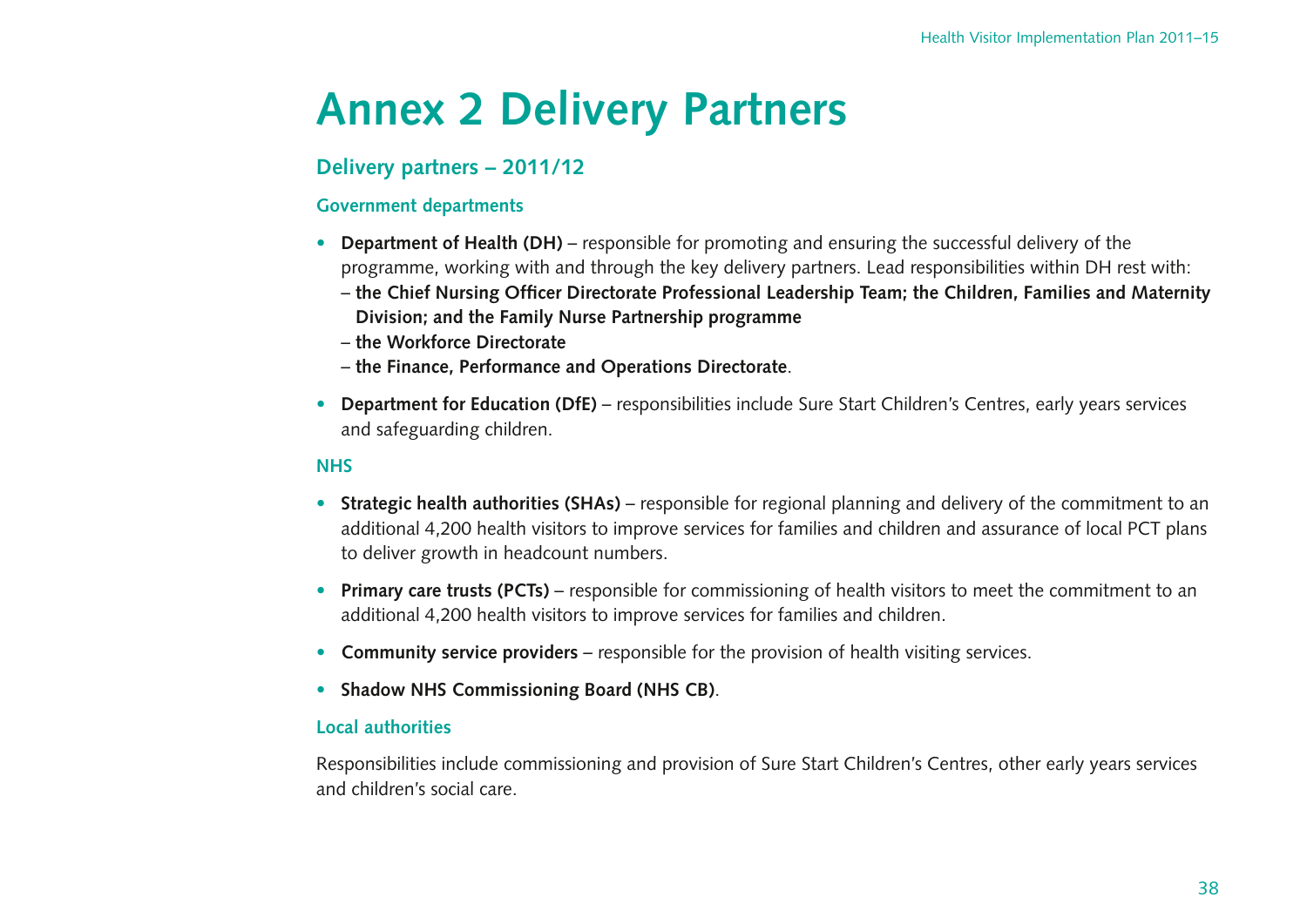# Annex 2 Delivery Partners

## Delivery partners – 2011/12

### Government departments

- **Department of Health (DH)** – responsible for promoting and ensuring the successful delivery of the programme, working with and through the key delivery partners. Lead responsibilities within DH rest with:
  - **the Chief Nursing Officer Directorate Professional Leadership Team; the Children, Families and Maternity Division; and the Family Nurse Partnership programme**
  - **the Workforce Directorate**
  - **the Finance, Performance and Operations Directorate**.
- **Department for Education (DfE)** – responsibilities include Sure Start Children's Centres, early years services and safeguarding children.

### NHS

- **Strategic health authorities (SHAs)** – responsible for regional planning and delivery of the commitment to an additional 4,200 health visitors to improve services for families and children and assurance of local PCT plans to deliver growth in headcount numbers.
- **Primary care trusts (PCTs)** – responsible for commissioning of health visitors to meet the commitment to an additional 4,200 health visitors to improve services for families and children.
- **Community service providers** – responsible for the provision of health visiting services.
- **Shadow NHS Commissioning Board (NHS CB)**.

### Local authorities

Responsibilities include commissioning and provision of Sure Start Children's Centres, other early years services and children's social care.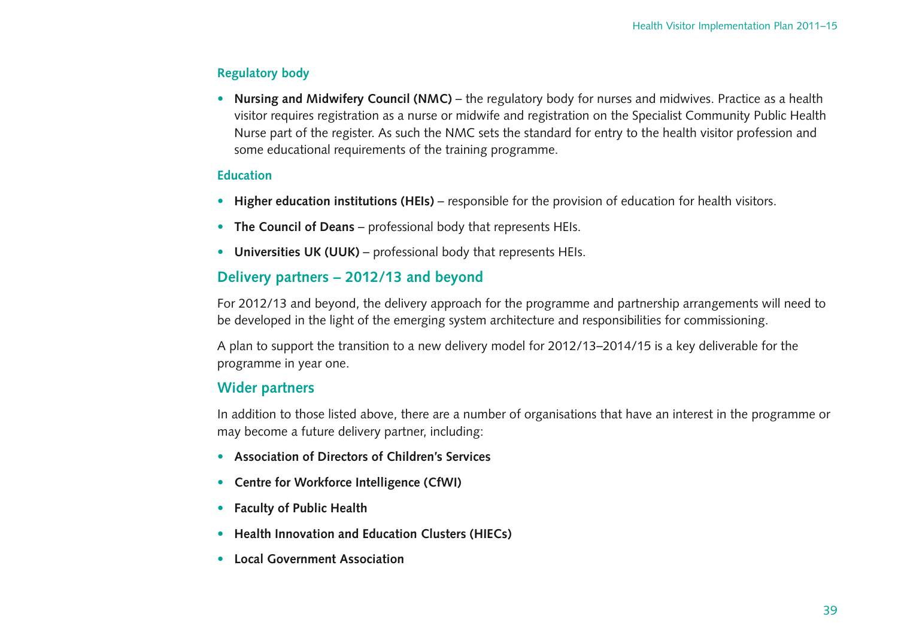### Regulatory body

- **Nursing and Midwifery Council (NMC)** – the regulatory body for nurses and midwives. Practice as a health visitor requires registration as a nurse or midwife and registration on the Specialist Community Public Health Nurse part of the register. As such the NMC sets the standard for entry to the health visitor profession and some educational requirements of the training programme.

### Education

- **Higher education institutions (HEIs)** – responsible for the provision of education for health visitors.
- **The Council of Deans** – professional body that represents HEIs.
- **Universities UK (UUK)** – professional body that represents HEIs.

## Delivery partners – 2012/13 and beyond

For 2012/13 and beyond, the delivery approach for the programme and partnership arrangements will need to be developed in the light of the emerging system architecture and responsibilities for commissioning.

A plan to support the transition to a new delivery model for 2012/13–2014/15 is a key deliverable for the programme in year one.

## Wider partners

In addition to those listed above, there are a number of organisations that have an interest in the programme or may become a future delivery partner, including:

- **Association of Directors of Children's Services**
- **Centre for Workforce Intelligence (CfWI)**
- **Faculty of Public Health**
- **Health Innovation and Education Clusters (HIECs)**
- **Local Government Association**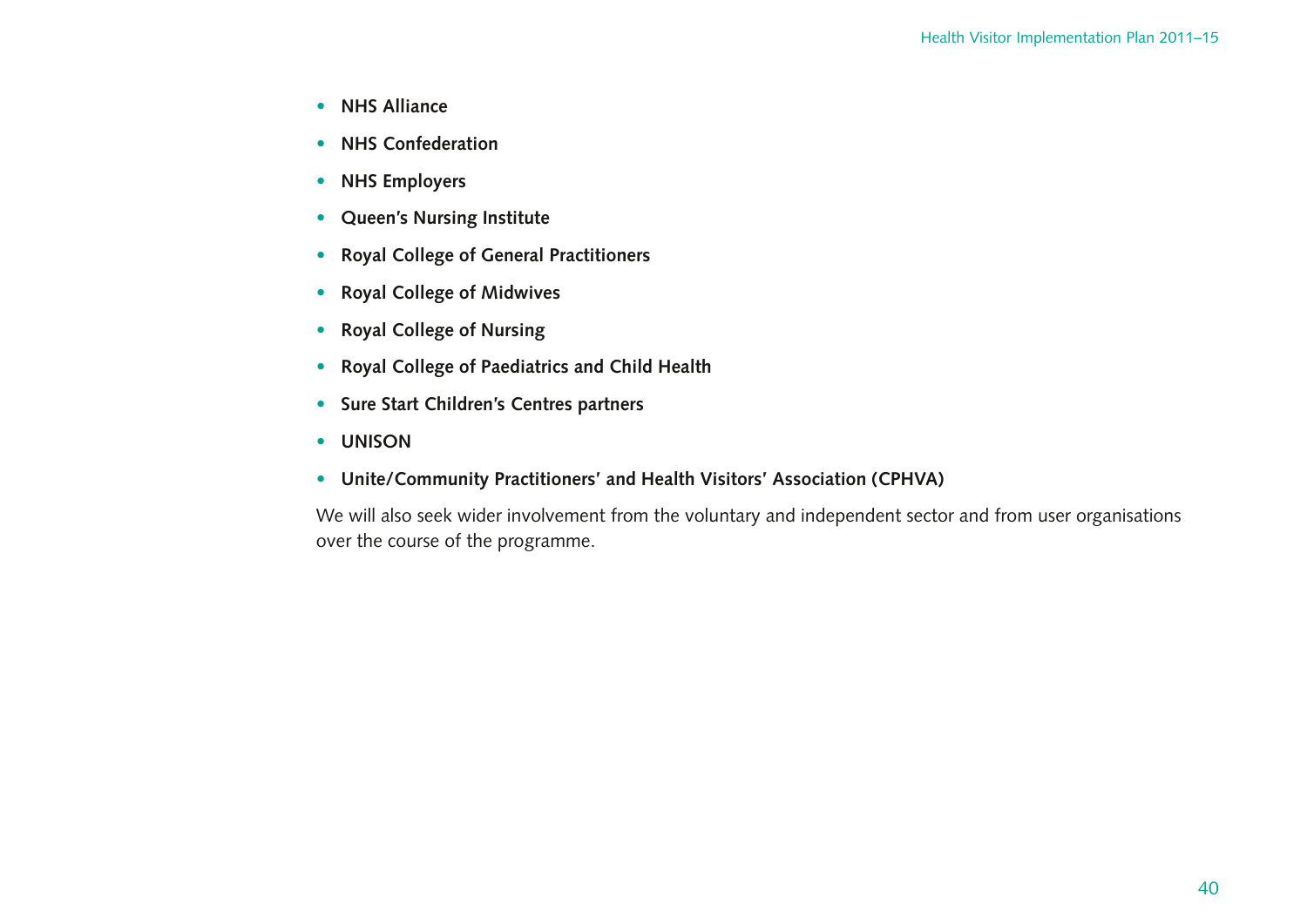- **NHS Alliance**
- **NHS Confederation**
- **NHS Employers**
- **Queen's Nursing Institute**
- **Royal College of General Practitioners**
- **Royal College of Midwives**
- **Royal College of Nursing**
- **Royal College of Paediatrics and Child Health**
- **Sure Start Children's Centres partners**
- **UNISON**
- **Unite/Community Practitioners' and Health Visitors' Association (CPHVA)**

We will also seek wider involvement from the voluntary and independent sector and from user organisations over the course of the programme.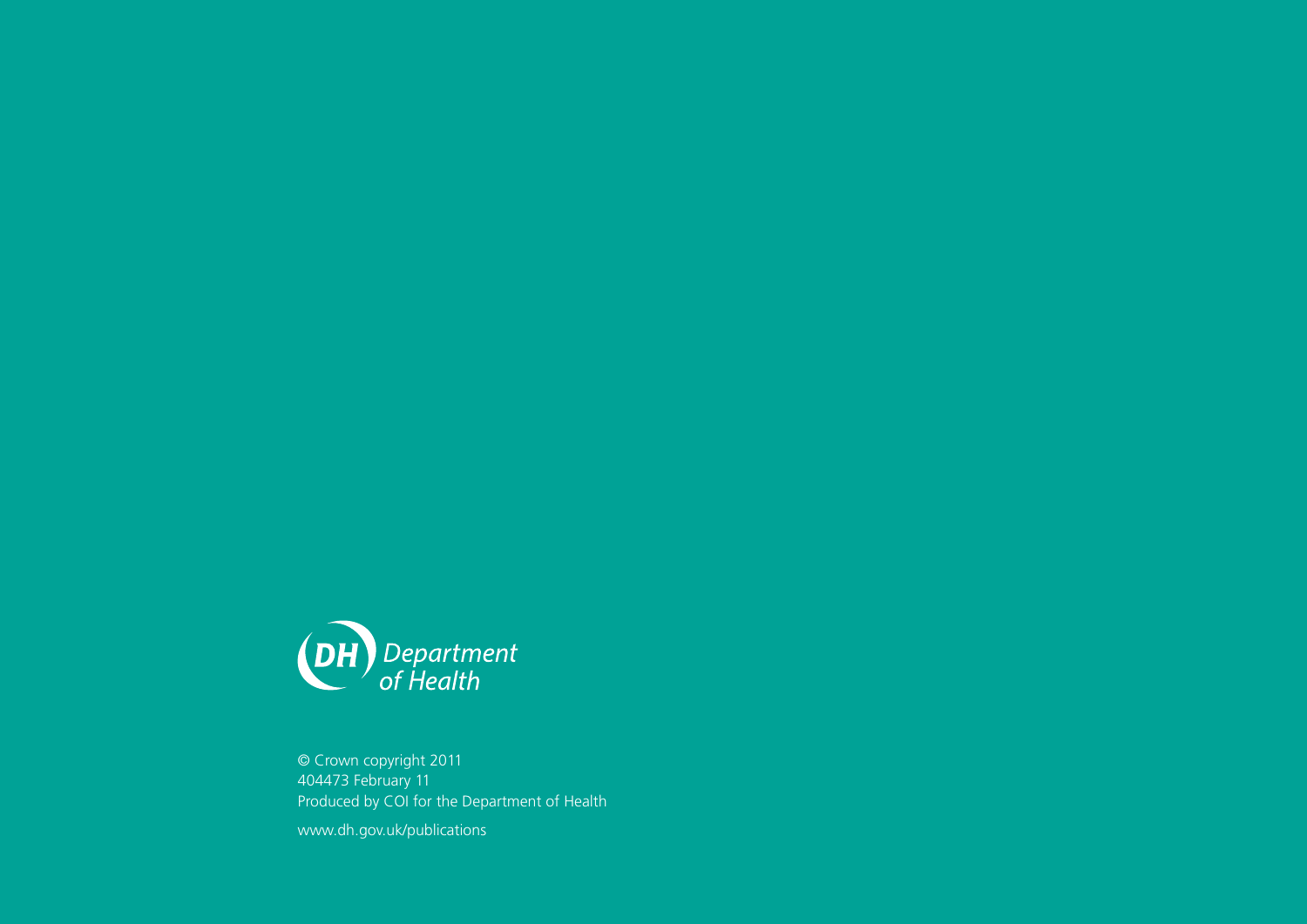Department of Health

© Crown copyright 2011
404473 February 11
Produced by COI for the Department of Health

www.dh.gov.uk/publications